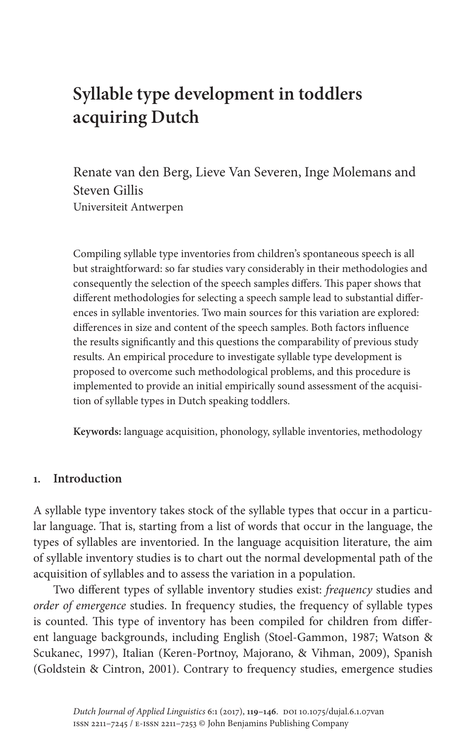# Syllable type development in toddlers acquiring Dutch

Renate van den Berg, Lieve Van Severen, Inge Molemans and Steven Gillis
Universiteit Antwerpen

Compiling syllable type inventories from children's spontaneous speech is all but straightforward: so far studies vary considerably in their methodologies and consequently the selection of the speech samples differs. This paper shows that different methodologies for selecting a speech sample lead to substantial differences in syllable inventories. Two main sources for this variation are explored: differences in size and content of the speech samples. Both factors influence the results significantly and this questions the comparability of previous study results. An empirical procedure to investigate syllable type development is proposed to overcome such methodological problems, and this procedure is implemented to provide an initial empirically sound assessment of the acquisition of syllable types in Dutch speaking toddlers.

**Keywords:** language acquisition, phonology, syllable inventories, methodology

## 1. Introduction

A syllable type inventory takes stock of the syllable types that occur in a particular language. That is, starting from a list of words that occur in the language, the types of syllables are inventoried. In the language acquisition literature, the aim of syllable inventory studies is to chart out the normal developmental path of the acquisition of syllables and to assess the variation in a population.

Two different types of syllable inventory studies exist: *frequency* studies and *order of emergence* studies. In frequency studies, the frequency of syllable types is counted. This type of inventory has been compiled for children from different language backgrounds, including English (Stoel-Gammon, 1987; Watson & Scukanec, 1997), Italian (Keren-Portnoy, Majorano, & Vihman, 2009), Spanish (Goldstein & Cintron, 2001). Contrary to frequency studies, emergence studies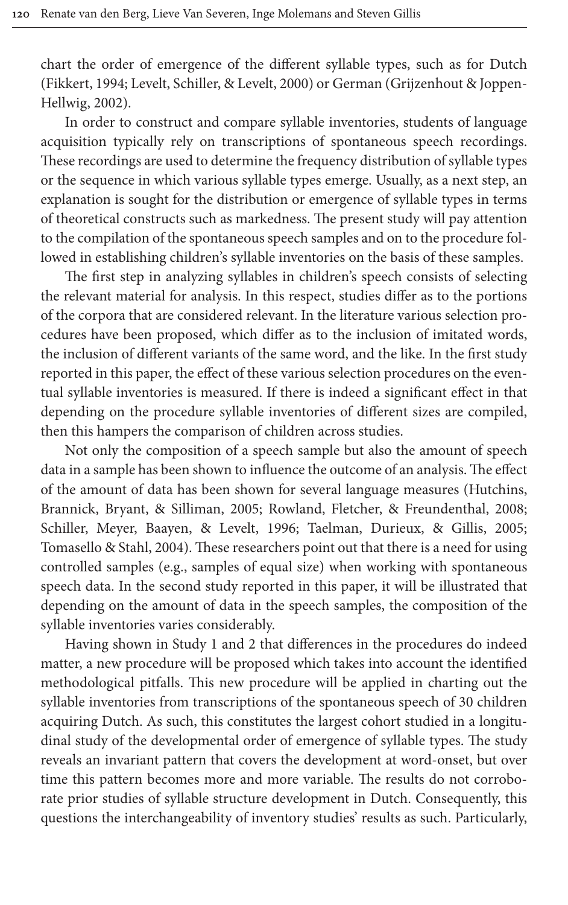chart the order of emergence of the different syllable types, such as for Dutch (Fikkert, 1994; Levelt, Schiller, & Levelt, 2000) or German (Grijzenhout & Joppen-Hellwig, 2002).

In order to construct and compare syllable inventories, students of language acquisition typically rely on transcriptions of spontaneous speech recordings. These recordings are used to determine the frequency distribution of syllable types or the sequence in which various syllable types emerge. Usually, as a next step, an explanation is sought for the distribution or emergence of syllable types in terms of theoretical constructs such as markedness. The present study will pay attention to the compilation of the spontaneous speech samples and on to the procedure followed in establishing children's syllable inventories on the basis of these samples.

The first step in analyzing syllables in children's speech consists of selecting the relevant material for analysis. In this respect, studies differ as to the portions of the corpora that are considered relevant. In the literature various selection procedures have been proposed, which differ as to the inclusion of imitated words, the inclusion of different variants of the same word, and the like. In the first study reported in this paper, the effect of these various selection procedures on the eventual syllable inventories is measured. If there is indeed a significant effect in that depending on the procedure syllable inventories of different sizes are compiled, then this hampers the comparison of children across studies.

Not only the composition of a speech sample but also the amount of speech data in a sample has been shown to influence the outcome of an analysis. The effect of the amount of data has been shown for several language measures (Hutchins, Brannick, Bryant, & Silliman, 2005; Rowland, Fletcher, & Freundenthal, 2008; Schiller, Meyer, Baayen, & Levelt, 1996; Taelman, Durieux, & Gillis, 2005; Tomasello & Stahl, 2004). These researchers point out that there is a need for using controlled samples (e.g., samples of equal size) when working with spontaneous speech data. In the second study reported in this paper, it will be illustrated that depending on the amount of data in the speech samples, the composition of the syllable inventories varies considerably.

Having shown in Study 1 and 2 that differences in the procedures do indeed matter, a new procedure will be proposed which takes into account the identified methodological pitfalls. This new procedure will be applied in charting out the syllable inventories from transcriptions of the spontaneous speech of 30 children acquiring Dutch. As such, this constitutes the largest cohort studied in a longitudinal study of the developmental order of emergence of syllable types. The study reveals an invariant pattern that covers the development at word-onset, but over time this pattern becomes more and more variable. The results do not corroborate prior studies of syllable structure development in Dutch. Consequently, this questions the interchangeability of inventory studies' results as such. Particularly,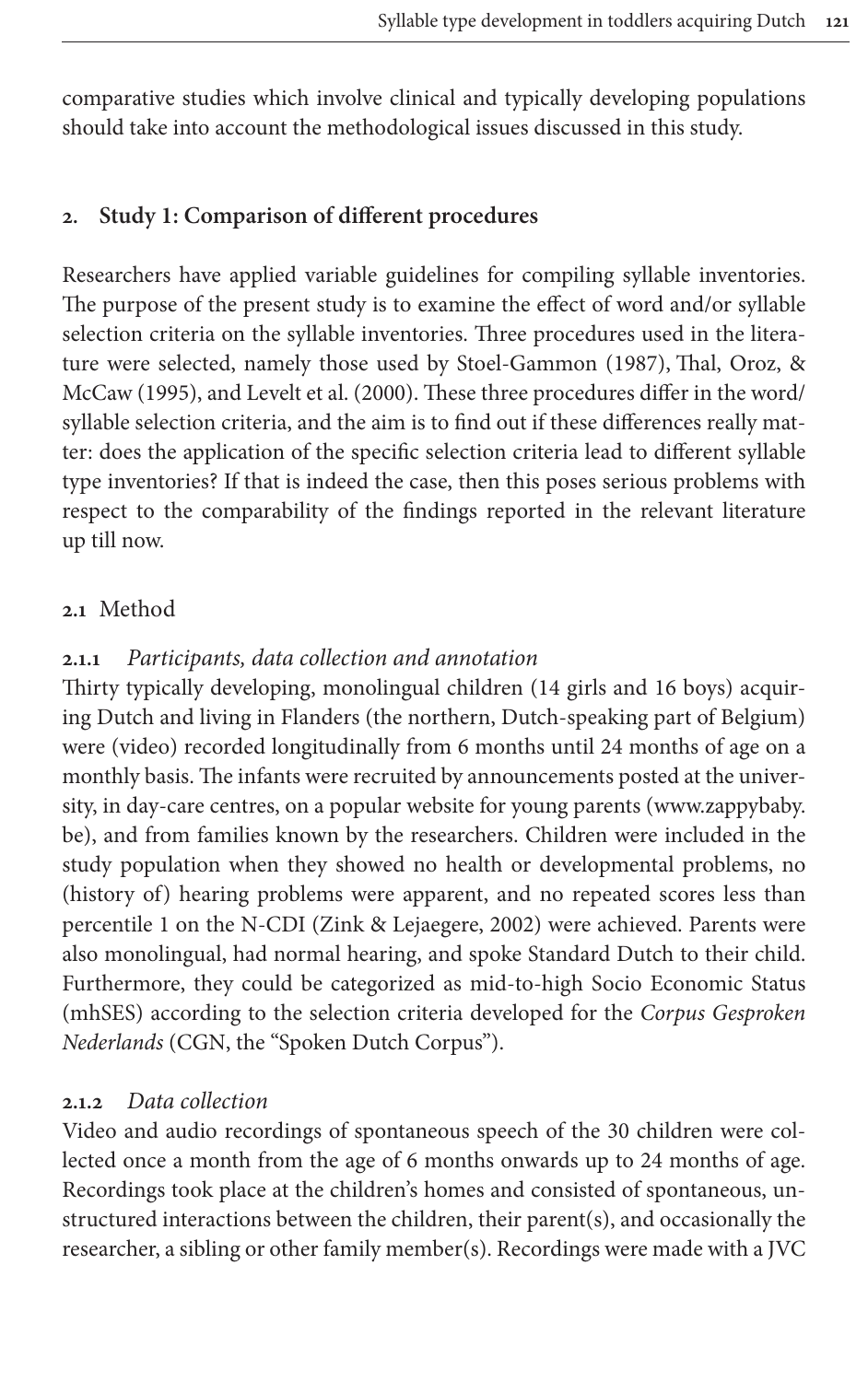comparative studies which involve clinical and typically developing populations should take into account the methodological issues discussed in this study.

## 2. Study 1: Comparison of different procedures

Researchers have applied variable guidelines for compiling syllable inventories. The purpose of the present study is to examine the effect of word and/or syllable selection criteria on the syllable inventories. Three procedures used in the literature were selected, namely those used by Stoel-Gammon (1987), Thal, Oroz, & McCaw (1995), and Levelt et al. (2000). These three procedures differ in the word/syllable selection criteria, and the aim is to find out if these differences really matter: does the application of the specific selection criteria lead to different syllable type inventories? If that is indeed the case, then this poses serious problems with respect to the comparability of the findings reported in the relevant literature up till now.

### 2.1 Method

#### 2.1.1 *Participants, data collection and annotation*

Thirty typically developing, monolingual children (14 girls and 16 boys) acquiring Dutch and living in Flanders (the northern, Dutch-speaking part of Belgium) were (video) recorded longitudinally from 6 months until 24 months of age on a monthly basis. The infants were recruited by announcements posted at the university, in day-care centres, on a popular website for young parents (www.zappybaby.be), and from families known by the researchers. Children were included in the study population when they showed no health or developmental problems, no (history of) hearing problems were apparent, and no repeated scores less than percentile 1 on the N-CDI (Zink & Lejaegere, 2002) were achieved. Parents were also monolingual, had normal hearing, and spoke Standard Dutch to their child. Furthermore, they could be categorized as mid-to-high Socio Economic Status (mhSES) according to the selection criteria developed for the *Corpus Gesproken Nederlands* (CGN, the "Spoken Dutch Corpus").

#### 2.1.2 *Data collection*

Video and audio recordings of spontaneous speech of the 30 children were collected once a month from the age of 6 months onwards up to 24 months of age. Recordings took place at the children's homes and consisted of spontaneous, unstructured interactions between the children, their parent(s), and occasionally the researcher, a sibling or other family member(s). Recordings were made with a JVC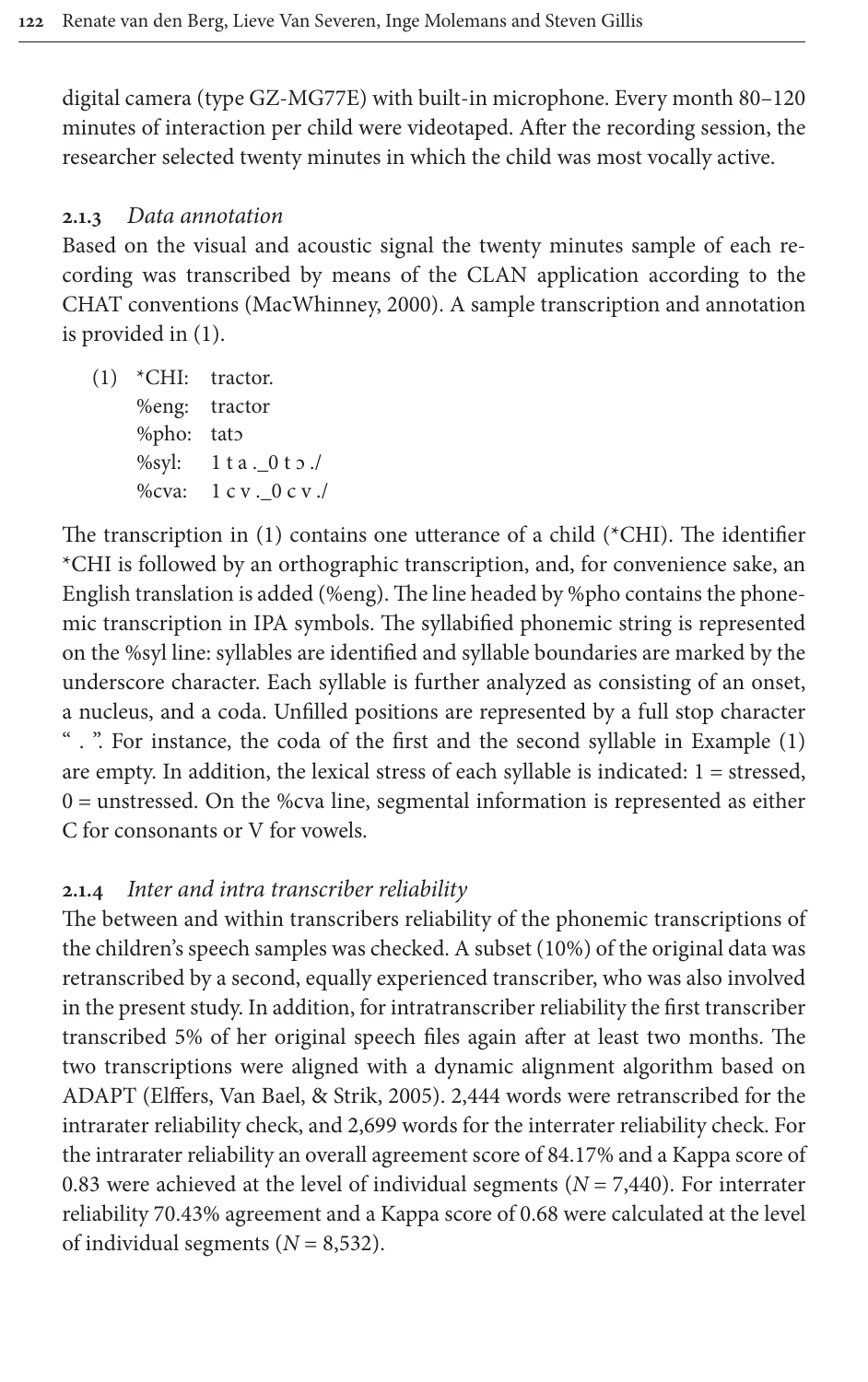digital camera (type GZ-MG77E) with built-in microphone. Every month 80–120 minutes of interaction per child were videotaped. After the recording session, the researcher selected twenty minutes in which the child was most vocally active.

### 2.1.3 *Data annotation*

Based on the visual and acoustic signal the twenty minutes sample of each recording was transcribed by means of the CLAN application according to the CHAT conventions (MacWhinney, 2000). A sample transcription and annotation is provided in (1).

```
(1)  *CHI:  tractor.
     %eng:  tractor
     %pho:  tatɔ
     %syl:  1 t a ._0 t ɔ ./
     %cva:  1 c v ._0 c v ./
```

The transcription in (1) contains one utterance of a child (*CHI). The identifier *CHI is followed by an orthographic transcription, and, for convenience sake, an English translation is added (%eng). The line headed by %pho contains the phonemic transcription in IPA symbols. The syllabified phonemic string is represented on the %syl line: syllables are identified and syllable boundaries are marked by the underscore character. Each syllable is further analyzed as consisting of an onset, a nucleus, and a coda. Unfilled positions are represented by a full stop character " . ". For instance, the coda of the first and the second syllable in Example (1) are empty. In addition, the lexical stress of each syllable is indicated: 1 = stressed, 0 = unstressed. On the %cva line, segmental information is represented as either C for consonants or V for vowels.

### 2.1.4 *Inter and intra transcriber reliability*

The between and within transcribers reliability of the phonemic transcriptions of the children's speech samples was checked. A subset (10%) of the original data was retranscribed by a second, equally experienced transcriber, who was also involved in the present study. In addition, for intratranscriber reliability the first transcriber transcribed 5% of her original speech files again after at least two months. The two transcriptions were aligned with a dynamic alignment algorithm based on ADAPT (Elffers, Van Bael, & Strik, 2005). 2,444 words were retranscribed for the intrarater reliability check, and 2,699 words for the interrater reliability check. For the intrarater reliability an overall agreement score of 84.17% and a Kappa score of 0.83 were achieved at the level of individual segments ($N = 7{,}440$). For interrater reliability 70.43% agreement and a Kappa score of 0.68 were calculated at the level of individual segments ($N = 8{,}532$).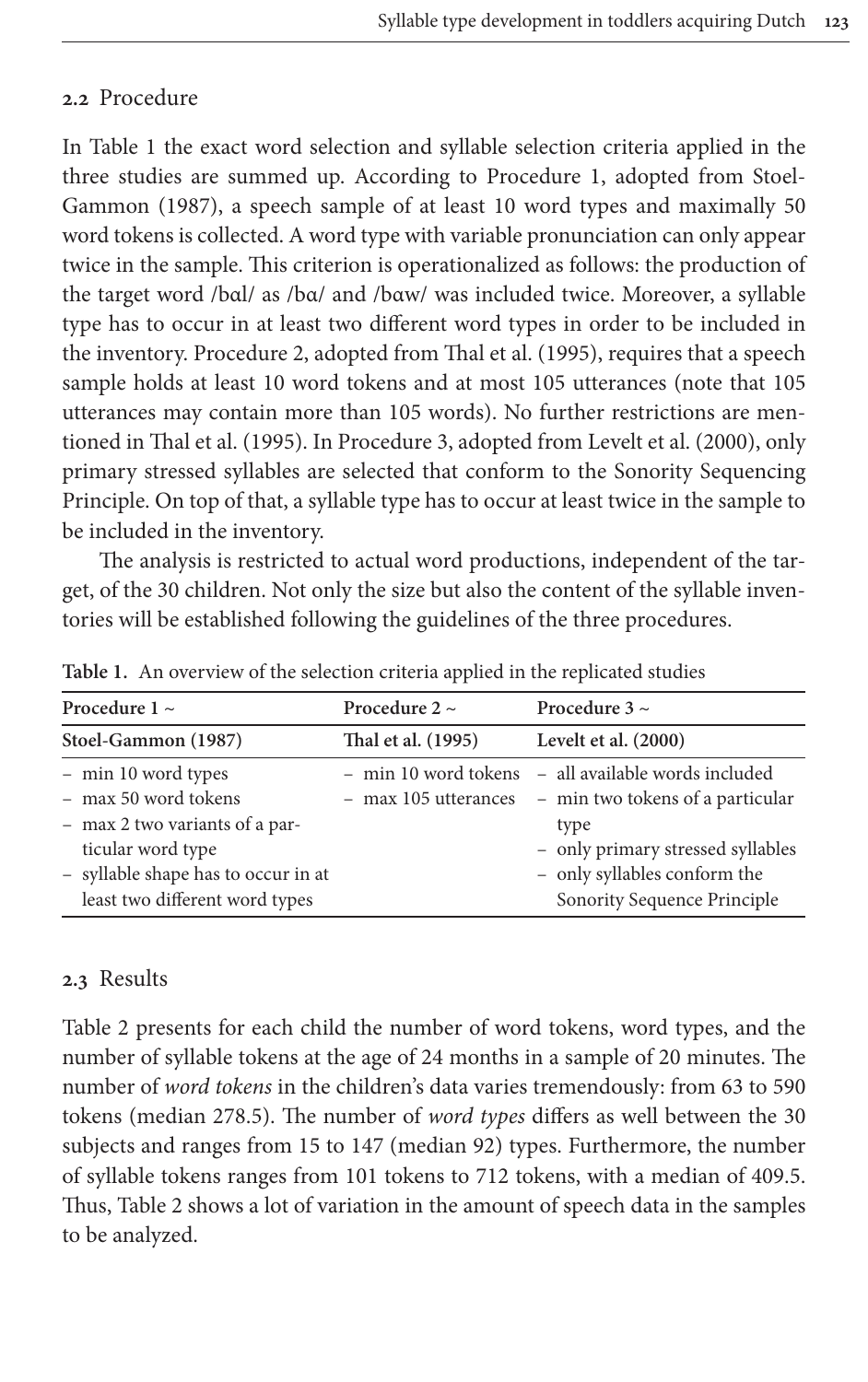### 2.2 Procedure

In Table 1 the exact word selection and syllable selection criteria applied in the three studies are summed up. According to Procedure 1, adopted from Stoel-Gammon (1987), a speech sample of at least 10 word types and maximally 50 word tokens is collected. A word type with variable pronunciation can only appear twice in the sample. This criterion is operationalized as follows: the production of the target word /bɑl/ as /bɑ/ and /bɑw/ was included twice. Moreover, a syllable type has to occur in at least two different word types in order to be included in the inventory. Procedure 2, adopted from Thal et al. (1995), requires that a speech sample holds at least 10 word tokens and at most 105 utterances (note that 105 utterances may contain more than 105 words). No further restrictions are mentioned in Thal et al. (1995). In Procedure 3, adopted from Levelt et al. (2000), only primary stressed syllables are selected that conform to the Sonority Sequencing Principle. On top of that, a syllable type has to occur at least twice in the sample to be included in the inventory.

The analysis is restricted to actual word productions, independent of the target, of the 30 children. Not only the size but also the content of the syllable inventories will be established following the guidelines of the three procedures.

**Table 1.** An overview of the selection criteria applied in the replicated studies

| Procedure 1 ~ Stoel-Gammon (1987) | Procedure 2 ~ Thal et al. (1995) | Procedure 3 ~ Levelt et al. (2000) |
|---|---|---|
| – min 10 word types<br>– max 50 word tokens<br>– max 2 two variants of a particular word type<br>– syllable shape has to occur in at least two different word types | – min 10 word tokens<br>– max 105 utterances | – all available words included<br>– min two tokens of a particular type<br>– only primary stressed syllables<br>– only syllables conform the Sonority Sequence Principle |

### 2.3 Results

Table 2 presents for each child the number of word tokens, word types, and the number of syllable tokens at the age of 24 months in a sample of 20 minutes. The number of *word tokens* in the children's data varies tremendously: from 63 to 590 tokens (median 278.5). The number of *word types* differs as well between the 30 subjects and ranges from 15 to 147 (median 92) types. Furthermore, the number of syllable tokens ranges from 101 tokens to 712 tokens, with a median of 409.5. Thus, Table 2 shows a lot of variation in the amount of speech data in the samples to be analyzed.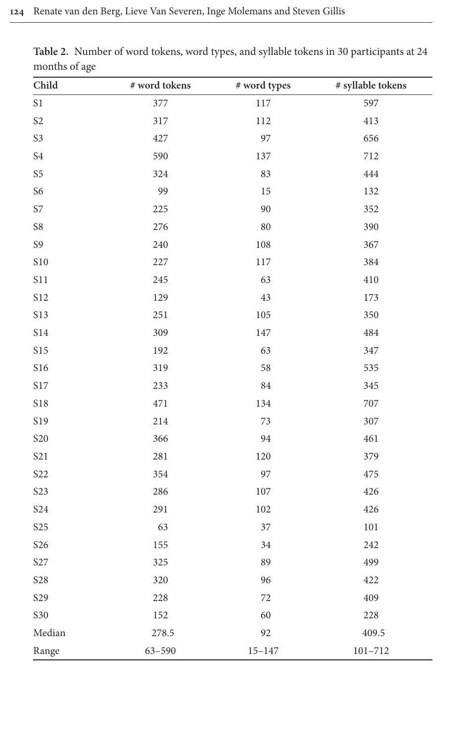**Table 2.** Number of word tokens, word types, and syllable tokens in 30 participants at 24 months of age

| Child | # word tokens | # word types | # syllable tokens |
|---|---|---|---|
| S1 | 377 | 117 | 597 |
| S2 | 317 | 112 | 413 |
| S3 | 427 | 97 | 656 |
| S4 | 590 | 137 | 712 |
| S5 | 324 | 83 | 444 |
| S6 | 99 | 15 | 132 |
| S7 | 225 | 90 | 352 |
| S8 | 276 | 80 | 390 |
| S9 | 240 | 108 | 367 |
| S10 | 227 | 117 | 384 |
| S11 | 245 | 63 | 410 |
| S12 | 129 | 43 | 173 |
| S13 | 251 | 105 | 350 |
| S14 | 309 | 147 | 484 |
| S15 | 192 | 63 | 347 |
| S16 | 319 | 58 | 535 |
| S17 | 233 | 84 | 345 |
| S18 | 471 | 134 | 707 |
| S19 | 214 | 73 | 307 |
| S20 | 366 | 94 | 461 |
| S21 | 281 | 120 | 379 |
| S22 | 354 | 97 | 475 |
| S23 | 286 | 107 | 426 |
| S24 | 291 | 102 | 426 |
| S25 | 63 | 37 | 101 |
| S26 | 155 | 34 | 242 |
| S27 | 325 | 89 | 499 |
| S28 | 320 | 96 | 422 |
| S29 | 228 | 72 | 409 |
| S30 | 152 | 60 | 228 |
| Median | 278.5 | 92 | 409.5 |
| Range | 63–590 | 15–147 | 101–712 |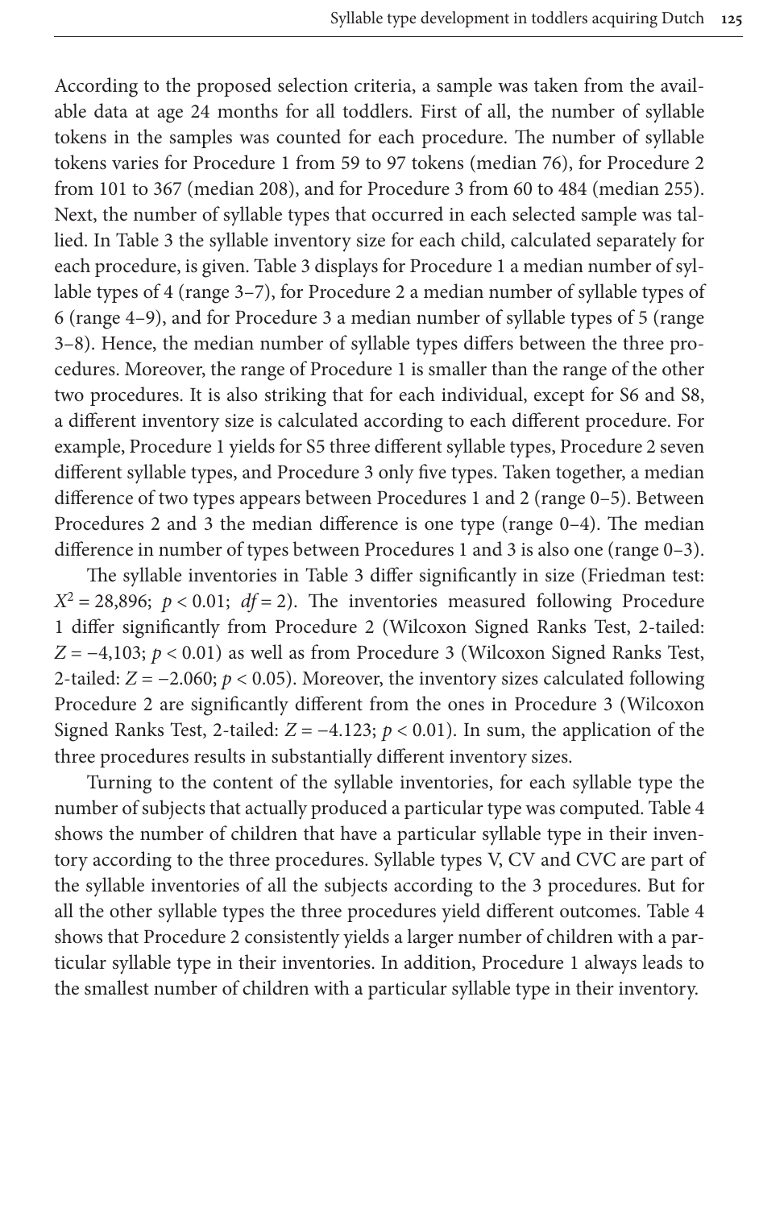According to the proposed selection criteria, a sample was taken from the available data at age 24 months for all toddlers. First of all, the number of syllable tokens in the samples was counted for each procedure. The number of syllable tokens varies for Procedure 1 from 59 to 97 tokens (median 76), for Procedure 2 from 101 to 367 (median 208), and for Procedure 3 from 60 to 484 (median 255). Next, the number of syllable types that occurred in each selected sample was tallied. In Table 3 the syllable inventory size for each child, calculated separately for each procedure, is given. Table 3 displays for Procedure 1 a median number of syllable types of 4 (range 3–7), for Procedure 2 a median number of syllable types of 6 (range 4–9), and for Procedure 3 a median number of syllable types of 5 (range 3–8). Hence, the median number of syllable types differs between the three procedures. Moreover, the range of Procedure 1 is smaller than the range of the other two procedures. It is also striking that for each individual, except for S6 and S8, a different inventory size is calculated according to each different procedure. For example, Procedure 1 yields for S5 three different syllable types, Procedure 2 seven different syllable types, and Procedure 3 only five types. Taken together, a median difference of two types appears between Procedures 1 and 2 (range 0–5). Between Procedures 2 and 3 the median difference is one type (range 0–4). The median difference in number of types between Procedures 1 and 3 is also one (range 0–3).

The syllable inventories in Table 3 differ significantly in size (Friedman test: $X^2 = 28{,}896$; $p < 0.01$; $df = 2$). The inventories measured following Procedure 1 differ significantly from Procedure 2 (Wilcoxon Signed Ranks Test, 2-tailed: $Z = -4{,}103$; $p < 0.01$) as well as from Procedure 3 (Wilcoxon Signed Ranks Test, 2-tailed: $Z = -2.060$; $p < 0.05$). Moreover, the inventory sizes calculated following Procedure 2 are significantly different from the ones in Procedure 3 (Wilcoxon Signed Ranks Test, 2-tailed: $Z = -4.123$; $p < 0.01$). In sum, the application of the three procedures results in substantially different inventory sizes.

Turning to the content of the syllable inventories, for each syllable type the number of subjects that actually produced a particular type was computed. Table 4 shows the number of children that have a particular syllable type in their inventory according to the three procedures. Syllable types V, CV and CVC are part of the syllable inventories of all the subjects according to the 3 procedures. But for all the other syllable types the three procedures yield different outcomes. Table 4 shows that Procedure 2 consistently yields a larger number of children with a particular syllable type in their inventories. In addition, Procedure 1 always leads to the smallest number of children with a particular syllable type in their inventory.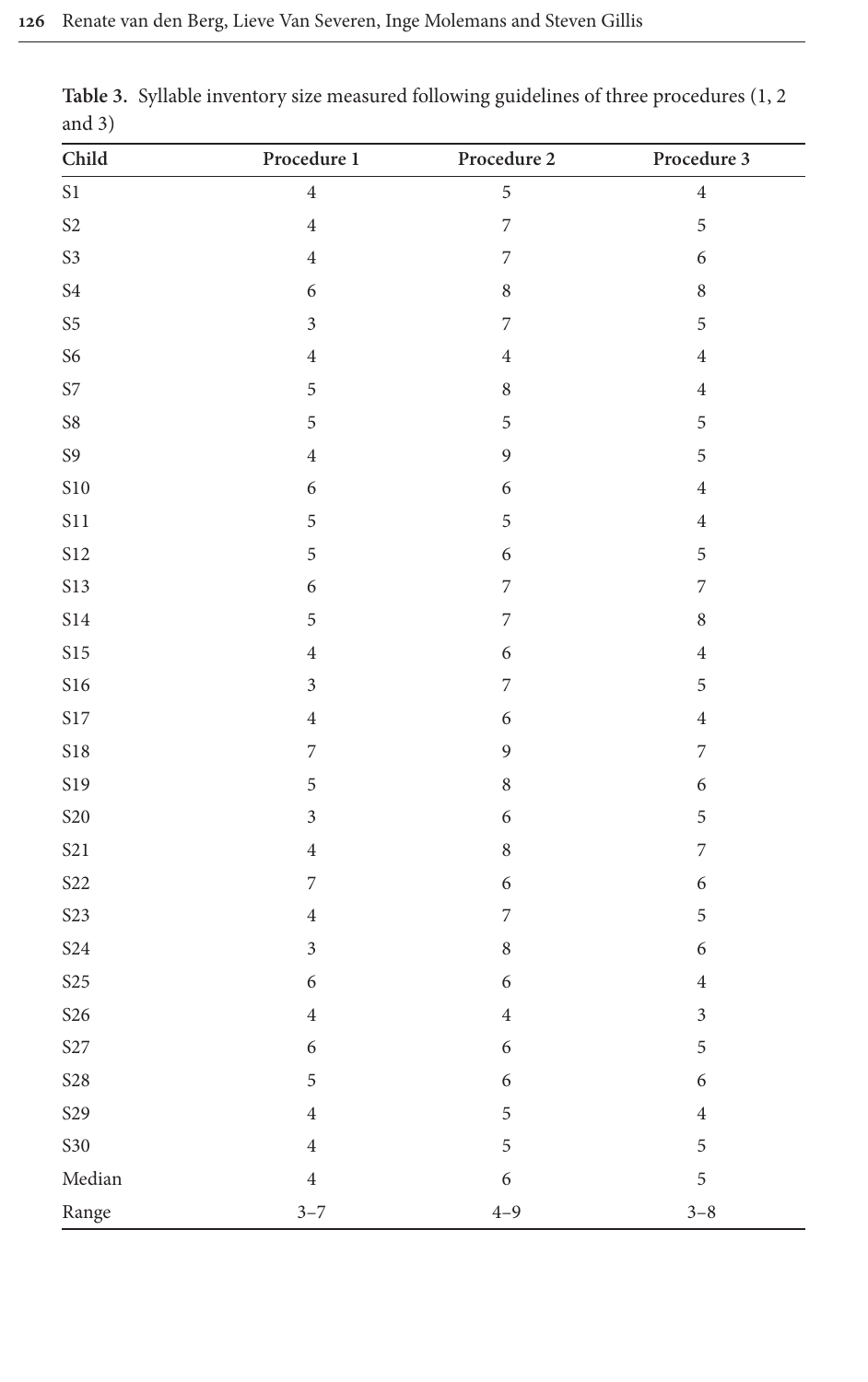**Table 3.** Syllable inventory size measured following guidelines of three procedures (1, 2 and 3)

| Child | Procedure 1 | Procedure 2 | Procedure 3 |
|---|---|---|---|
| S1 | 4 | 5 | 4 |
| S2 | 4 | 7 | 5 |
| S3 | 4 | 7 | 6 |
| S4 | 6 | 8 | 8 |
| S5 | 3 | 7 | 5 |
| S6 | 4 | 4 | 4 |
| S7 | 5 | 8 | 4 |
| S8 | 5 | 5 | 5 |
| S9 | 4 | 9 | 5 |
| S10 | 6 | 6 | 4 |
| S11 | 5 | 5 | 4 |
| S12 | 5 | 6 | 5 |
| S13 | 6 | 7 | 7 |
| S14 | 5 | 7 | 8 |
| S15 | 4 | 6 | 4 |
| S16 | 3 | 7 | 5 |
| S17 | 4 | 6 | 4 |
| S18 | 7 | 9 | 7 |
| S19 | 5 | 8 | 6 |
| S20 | 3 | 6 | 5 |
| S21 | 4 | 8 | 7 |
| S22 | 7 | 6 | 6 |
| S23 | 4 | 7 | 5 |
| S24 | 3 | 8 | 6 |
| S25 | 6 | 6 | 4 |
| S26 | 4 | 4 | 3 |
| S27 | 6 | 6 | 5 |
| S28 | 5 | 6 | 6 |
| S29 | 4 | 5 | 4 |
| S30 | 4 | 5 | 5 |
| Median | 4 | 6 | 5 |
| Range | 3–7 | 4–9 | 3–8 |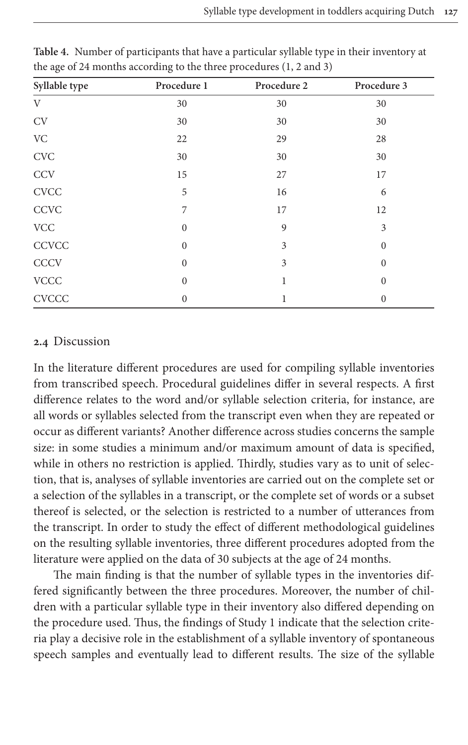**Table 4.** Number of participants that have a particular syllable type in their inventory at the age of 24 months according to the three procedures (1, 2 and 3)

| Syllable type | Procedure 1 | Procedure 2 | Procedure 3 |
|---|---|---|---|
| V | 30 | 30 | 30 |
| CV | 30 | 30 | 30 |
| VC | 22 | 29 | 28 |
| CVC | 30 | 30 | 30 |
| CCV | 15 | 27 | 17 |
| CVCC | 5 | 16 | 6 |
| CCVC | 7 | 17 | 12 |
| VCC | 0 | 9 | 3 |
| CCVCC | 0 | 3 | 0 |
| CCCV | 0 | 3 | 0 |
| VCCC | 0 | 1 | 0 |
| CVCCC | 0 | 1 | 0 |

### 2.4 Discussion

In the literature different procedures are used for compiling syllable inventories from transcribed speech. Procedural guidelines differ in several respects. A first difference relates to the word and/or syllable selection criteria, for instance, are all words or syllables selected from the transcript even when they are repeated or occur as different variants? Another difference across studies concerns the sample size: in some studies a minimum and/or maximum amount of data is specified, while in others no restriction is applied. Thirdly, studies vary as to unit of selection, that is, analyses of syllable inventories are carried out on the complete set or a selection of the syllables in a transcript, or the complete set of words or a subset thereof is selected, or the selection is restricted to a number of utterances from the transcript. In order to study the effect of different methodological guidelines on the resulting syllable inventories, three different procedures adopted from the literature were applied on the data of 30 subjects at the age of 24 months.

The main finding is that the number of syllable types in the inventories differed significantly between the three procedures. Moreover, the number of children with a particular syllable type in their inventory also differed depending on the procedure used. Thus, the findings of Study 1 indicate that the selection criteria play a decisive role in the establishment of a syllable inventory of spontaneous speech samples and eventually lead to different results. The size of the syllable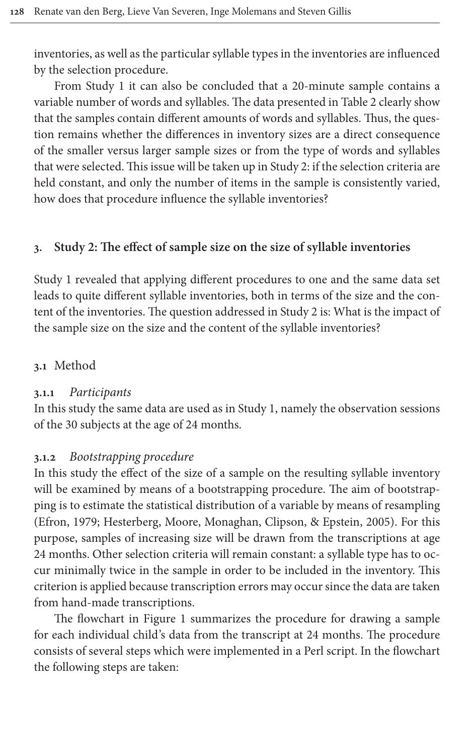inventories, as well as the particular syllable types in the inventories are influenced by the selection procedure.

From Study 1 it can also be concluded that a 20-minute sample contains a variable number of words and syllables. The data presented in Table 2 clearly show that the samples contain different amounts of words and syllables. Thus, the question remains whether the differences in inventory sizes are a direct consequence of the smaller versus larger sample sizes or from the type of words and syllables that were selected. This issue will be taken up in Study 2: if the selection criteria are held constant, and only the number of items in the sample is consistently varied, how does that procedure influence the syllable inventories?

## 3. Study 2: The effect of sample size on the size of syllable inventories

Study 1 revealed that applying different procedures to one and the same data set leads to quite different syllable inventories, both in terms of the size and the content of the inventories. The question addressed in Study 2 is: What is the impact of the sample size on the size and the content of the syllable inventories?

### 3.1 Method

#### 3.1.1 *Participants*

In this study the same data are used as in Study 1, namely the observation sessions of the 30 subjects at the age of 24 months.

#### 3.1.2 *Bootstrapping procedure*

In this study the effect of the size of a sample on the resulting syllable inventory will be examined by means of a bootstrapping procedure. The aim of bootstrapping is to estimate the statistical distribution of a variable by means of resampling (Efron, 1979; Hesterberg, Moore, Monaghan, Clipson, & Epstein, 2005). For this purpose, samples of increasing size will be drawn from the transcriptions at age 24 months. Other selection criteria will remain constant: a syllable type has to occur minimally twice in the sample in order to be included in the inventory. This criterion is applied because transcription errors may occur since the data are taken from hand-made transcriptions.

The flowchart in Figure 1 summarizes the procedure for drawing a sample for each individual child's data from the transcript at 24 months. The procedure consists of several steps which were implemented in a Perl script. In the flowchart the following steps are taken: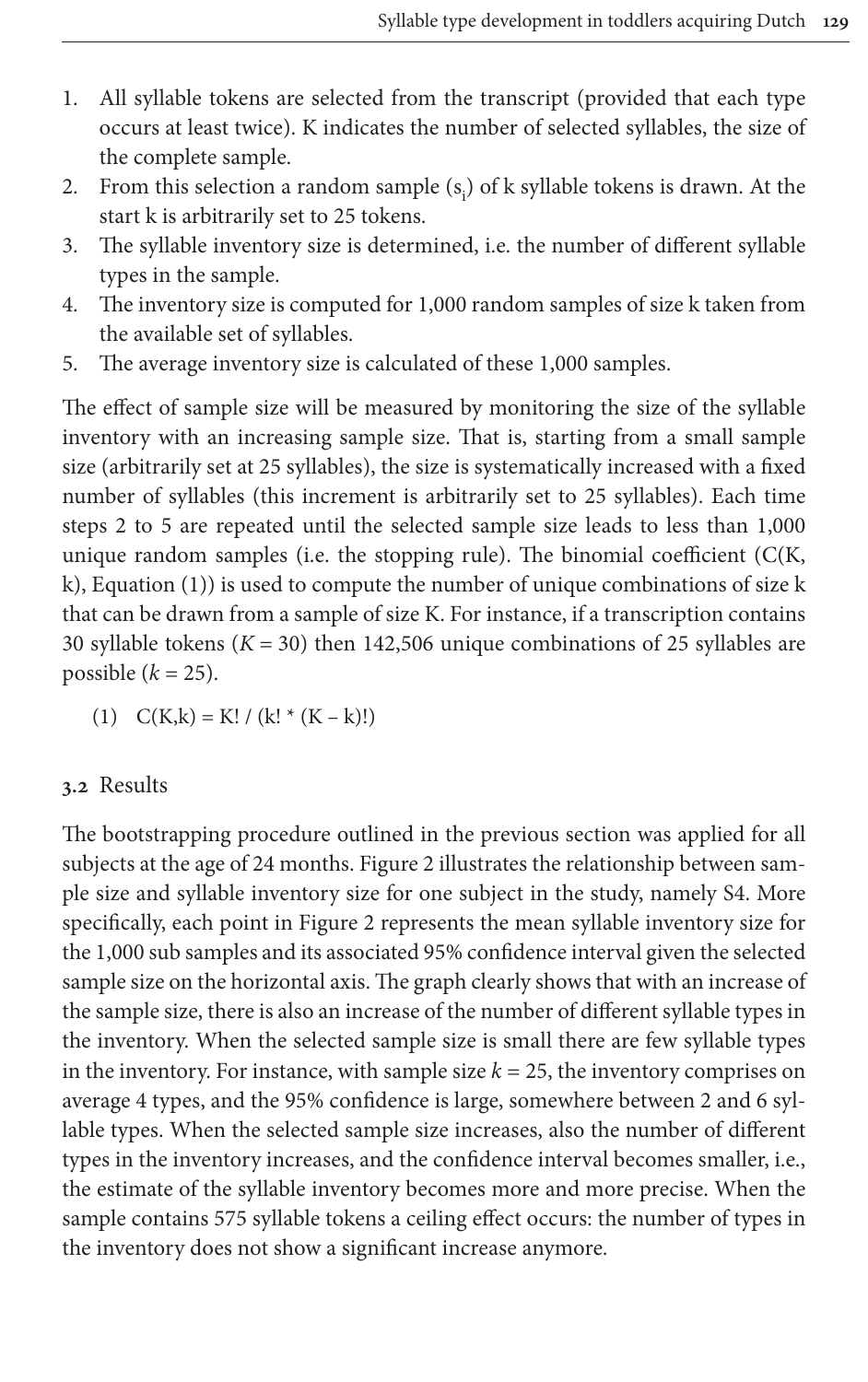1. All syllable tokens are selected from the transcript (provided that each type occurs at least twice). K indicates the number of selected syllables, the size of the complete sample.
2. From this selection a random sample ($s_i$) of k syllable tokens is drawn. At the start k is arbitrarily set to 25 tokens.
3. The syllable inventory size is determined, i.e. the number of different syllable types in the sample.
4. The inventory size is computed for 1,000 random samples of size k taken from the available set of syllables.
5. The average inventory size is calculated of these 1,000 samples.

The effect of sample size will be measured by monitoring the size of the syllable inventory with an increasing sample size. That is, starting from a small sample size (arbitrarily set at 25 syllables), the size is systematically increased with a fixed number of syllables (this increment is arbitrarily set to 25 syllables). Each time steps 2 to 5 are repeated until the selected sample size leads to less than 1,000 unique random samples (i.e. the stopping rule). The binomial coefficient (C(K, k), Equation (1)) is used to compute the number of unique combinations of size k that can be drawn from a sample of size K. For instance, if a transcription contains 30 syllable tokens ($K = 30$) then 142,506 unique combinations of 25 syllables are possible ($k = 25$).

(1) $C(K,k) = K! / (k! * (K - k)!)$

## 3.2 Results

The bootstrapping procedure outlined in the previous section was applied for all subjects at the age of 24 months. Figure 2 illustrates the relationship between sample size and syllable inventory size for one subject in the study, namely S4. More specifically, each point in Figure 2 represents the mean syllable inventory size for the 1,000 sub samples and its associated 95% confidence interval given the selected sample size on the horizontal axis. The graph clearly shows that with an increase of the sample size, there is also an increase of the number of different syllable types in the inventory. When the selected sample size is small there are few syllable types in the inventory. For instance, with sample size $k = 25$, the inventory comprises on average 4 types, and the 95% confidence is large, somewhere between 2 and 6 syllable types. When the selected sample size increases, also the number of different types in the inventory increases, and the confidence interval becomes smaller, i.e., the estimate of the syllable inventory becomes more and more precise. When the sample contains 575 syllable tokens a ceiling effect occurs: the number of types in the inventory does not show a significant increase anymore.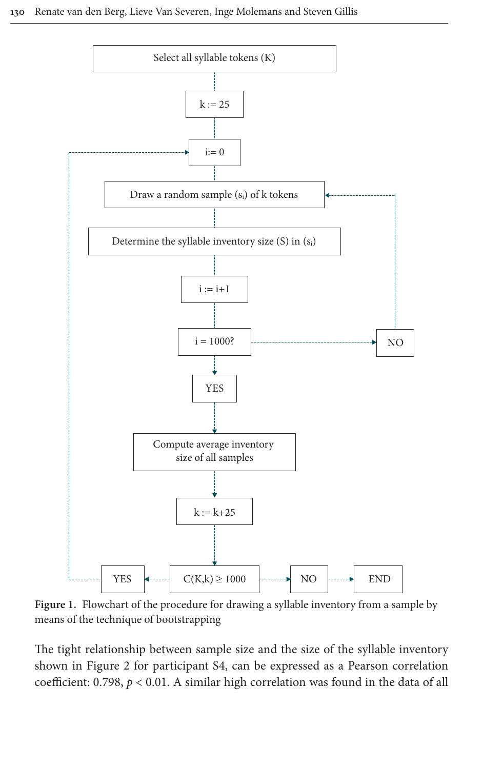Select all syllable tokens (K)

k := 25

i:= 0

Draw a random sample ($s_i$) of k tokens

Determine the syllable inventory size (S) in ($s_i$)

i := i+1

i = 1000?

NO

YES

Compute average inventory size of all samples

k := k+25

C(K,k) ≥ 1000

YES

NO

END

**Figure 1.** Flowchart of the procedure for drawing a syllable inventory from a sample by means of the technique of bootstrapping

The tight relationship between sample size and the size of the syllable inventory shown in Figure 2 for participant S4, can be expressed as a Pearson correlation coefficient: 0.798, $p < 0.01$. A similar high correlation was found in the data of all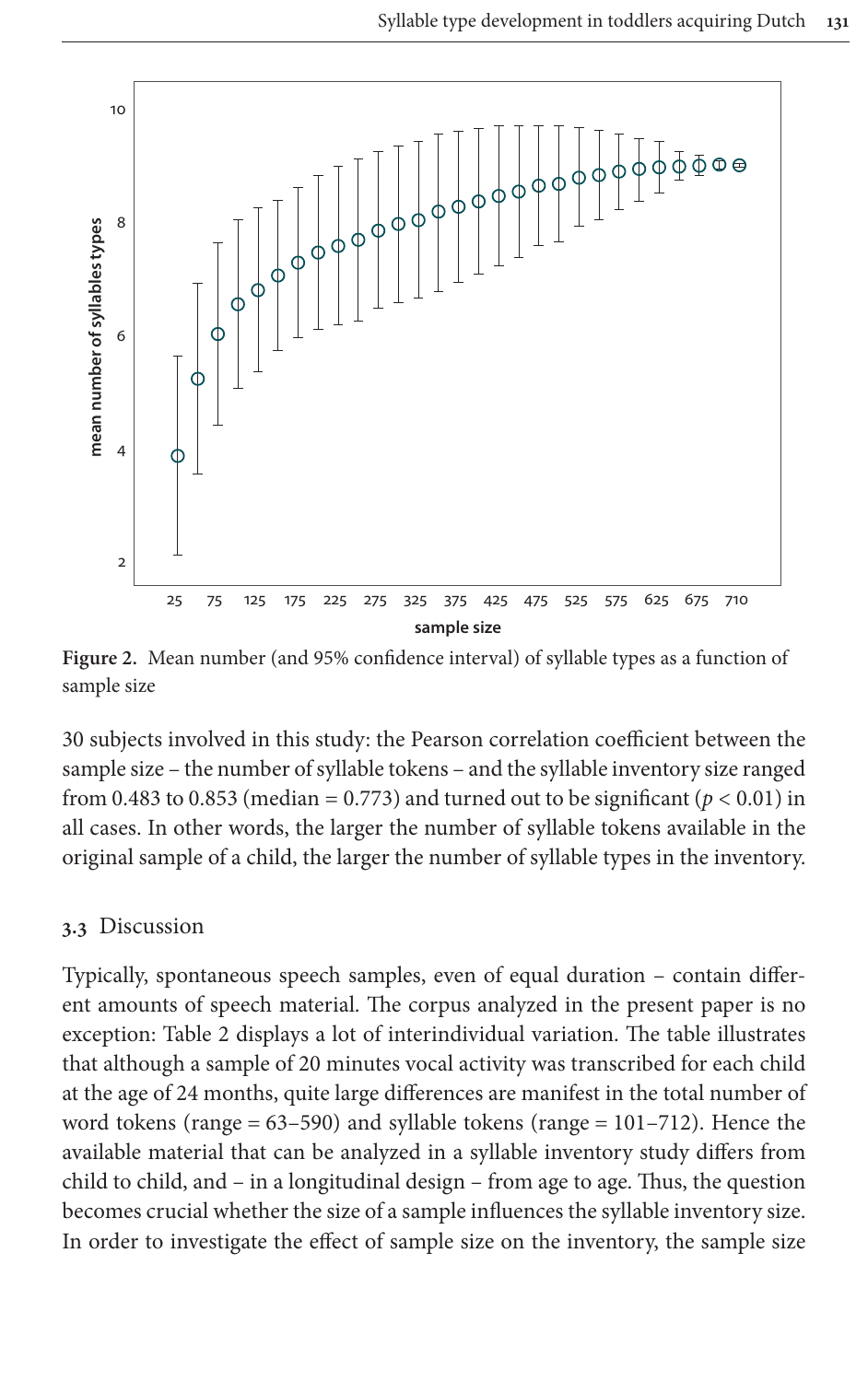Figure 2. Mean number (and 95% confidence interval) of syllable types as a function of sample size

30 subjects involved in this study: the Pearson correlation coefficient between the sample size – the number of syllable tokens – and the syllable inventory size ranged from 0.483 to 0.853 (median = 0.773) and turned out to be significant ($p < 0.01$) in all cases. In other words, the larger the number of syllable tokens available in the original sample of a child, the larger the number of syllable types in the inventory.

### 3.3 Discussion

Typically, spontaneous speech samples, even of equal duration – contain different amounts of speech material. The corpus analyzed in the present paper is no exception: Table 2 displays a lot of interindividual variation. The table illustrates that although a sample of 20 minutes vocal activity was transcribed for each child at the age of 24 months, quite large differences are manifest in the total number of word tokens (range = 63–590) and syllable tokens (range = 101–712). Hence the available material that can be analyzed in a syllable inventory study differs from child to child, and – in a longitudinal design – from age to age. Thus, the question becomes crucial whether the size of a sample influences the syllable inventory size. In order to investigate the effect of sample size on the inventory, the sample size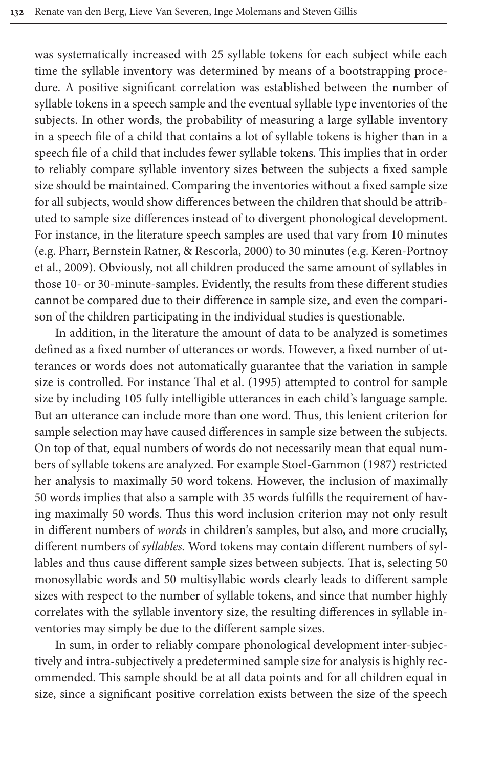was systematically increased with 25 syllable tokens for each subject while each time the syllable inventory was determined by means of a bootstrapping procedure. A positive significant correlation was established between the number of syllable tokens in a speech sample and the eventual syllable type inventories of the subjects. In other words, the probability of measuring a large syllable inventory in a speech file of a child that contains a lot of syllable tokens is higher than in a speech file of a child that includes fewer syllable tokens. This implies that in order to reliably compare syllable inventory sizes between the subjects a fixed sample size should be maintained. Comparing the inventories without a fixed sample size for all subjects, would show differences between the children that should be attributed to sample size differences instead of to divergent phonological development. For instance, in the literature speech samples are used that vary from 10 minutes (e.g. Pharr, Bernstein Ratner, & Rescorla, 2000) to 30 minutes (e.g. Keren-Portnoy et al., 2009). Obviously, not all children produced the same amount of syllables in those 10- or 30-minute-samples. Evidently, the results from these different studies cannot be compared due to their difference in sample size, and even the comparison of the children participating in the individual studies is questionable.

In addition, in the literature the amount of data to be analyzed is sometimes defined as a fixed number of utterances or words. However, a fixed number of utterances or words does not automatically guarantee that the variation in sample size is controlled. For instance Thal et al. (1995) attempted to control for sample size by including 105 fully intelligible utterances in each child's language sample. But an utterance can include more than one word. Thus, this lenient criterion for sample selection may have caused differences in sample size between the subjects. On top of that, equal numbers of words do not necessarily mean that equal numbers of syllable tokens are analyzed. For example Stoel-Gammon (1987) restricted her analysis to maximally 50 word tokens. However, the inclusion of maximally 50 words implies that also a sample with 35 words fulfills the requirement of having maximally 50 words. Thus this word inclusion criterion may not only result in different numbers of *words* in children's samples, but also, and more crucially, different numbers of *syllables.* Word tokens may contain different numbers of syllables and thus cause different sample sizes between subjects. That is, selecting 50 monosyllabic words and 50 multisyllabic words clearly leads to different sample sizes with respect to the number of syllable tokens, and since that number highly correlates with the syllable inventory size, the resulting differences in syllable inventories may simply be due to the different sample sizes.

In sum, in order to reliably compare phonological development inter-subjectively and intra-subjectively a predetermined sample size for analysis is highly recommended. This sample should be at all data points and for all children equal in size, since a significant positive correlation exists between the size of the speech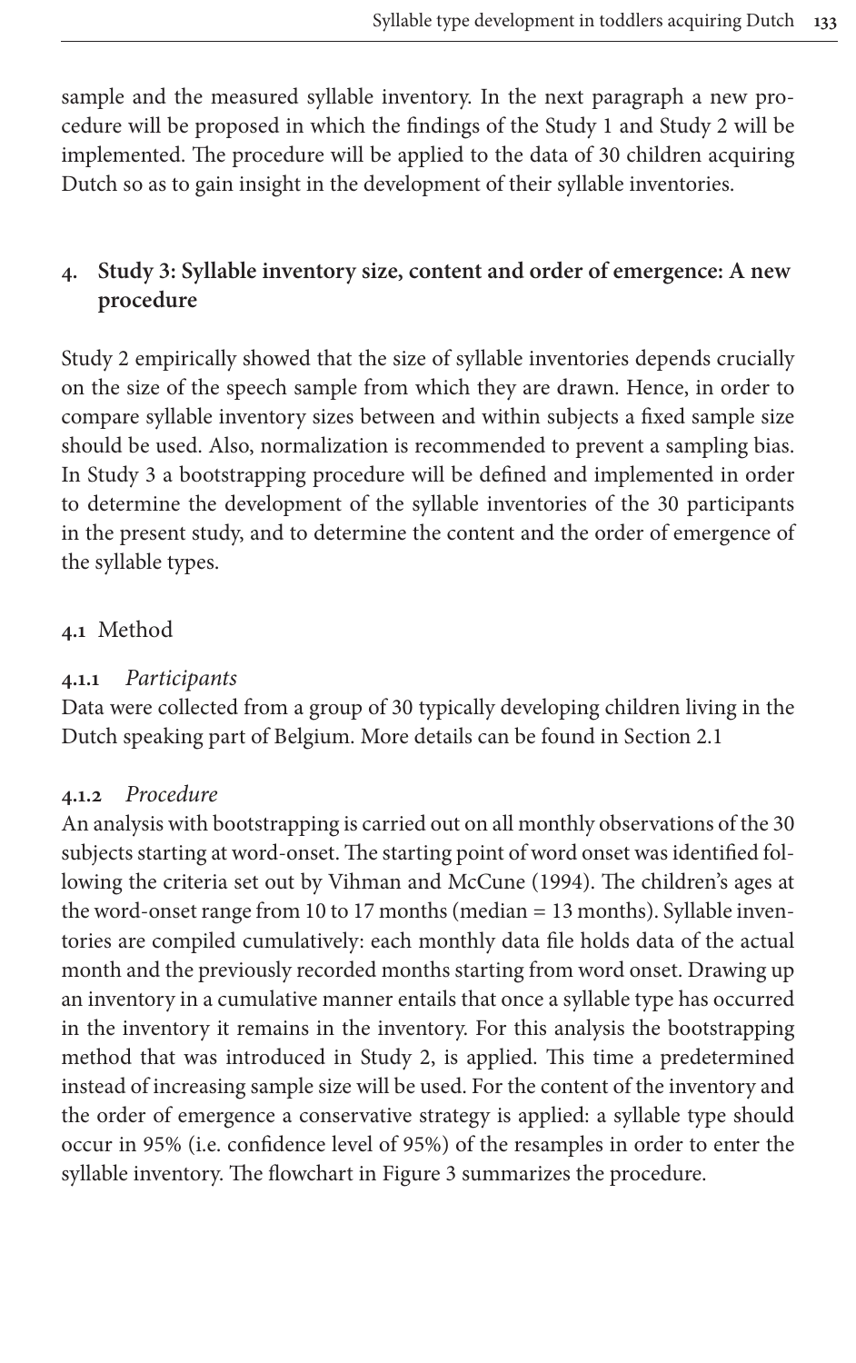sample and the measured syllable inventory. In the next paragraph a new procedure will be proposed in which the findings of the Study 1 and Study 2 will be implemented. The procedure will be applied to the data of 30 children acquiring Dutch so as to gain insight in the development of their syllable inventories.

## 4. Study 3: Syllable inventory size, content and order of emergence: A new procedure

Study 2 empirically showed that the size of syllable inventories depends crucially on the size of the speech sample from which they are drawn. Hence, in order to compare syllable inventory sizes between and within subjects a fixed sample size should be used. Also, normalization is recommended to prevent a sampling bias. In Study 3 a bootstrapping procedure will be defined and implemented in order to determine the development of the syllable inventories of the 30 participants in the present study, and to determine the content and the order of emergence of the syllable types.

### 4.1 Method

#### 4.1.1 *Participants*

Data were collected from a group of 30 typically developing children living in the Dutch speaking part of Belgium. More details can be found in Section 2.1

#### 4.1.2 *Procedure*

An analysis with bootstrapping is carried out on all monthly observations of the 30 subjects starting at word-onset. The starting point of word onset was identified following the criteria set out by Vihman and McCune (1994). The children's ages at the word-onset range from 10 to 17 months (median = 13 months). Syllable inventories are compiled cumulatively: each monthly data file holds data of the actual month and the previously recorded months starting from word onset. Drawing up an inventory in a cumulative manner entails that once a syllable type has occurred in the inventory it remains in the inventory. For this analysis the bootstrapping method that was introduced in Study 2, is applied. This time a predetermined instead of increasing sample size will be used. For the content of the inventory and the order of emergence a conservative strategy is applied: a syllable type should occur in 95% (i.e. confidence level of 95%) of the resamples in order to enter the syllable inventory. The flowchart in Figure 3 summarizes the procedure.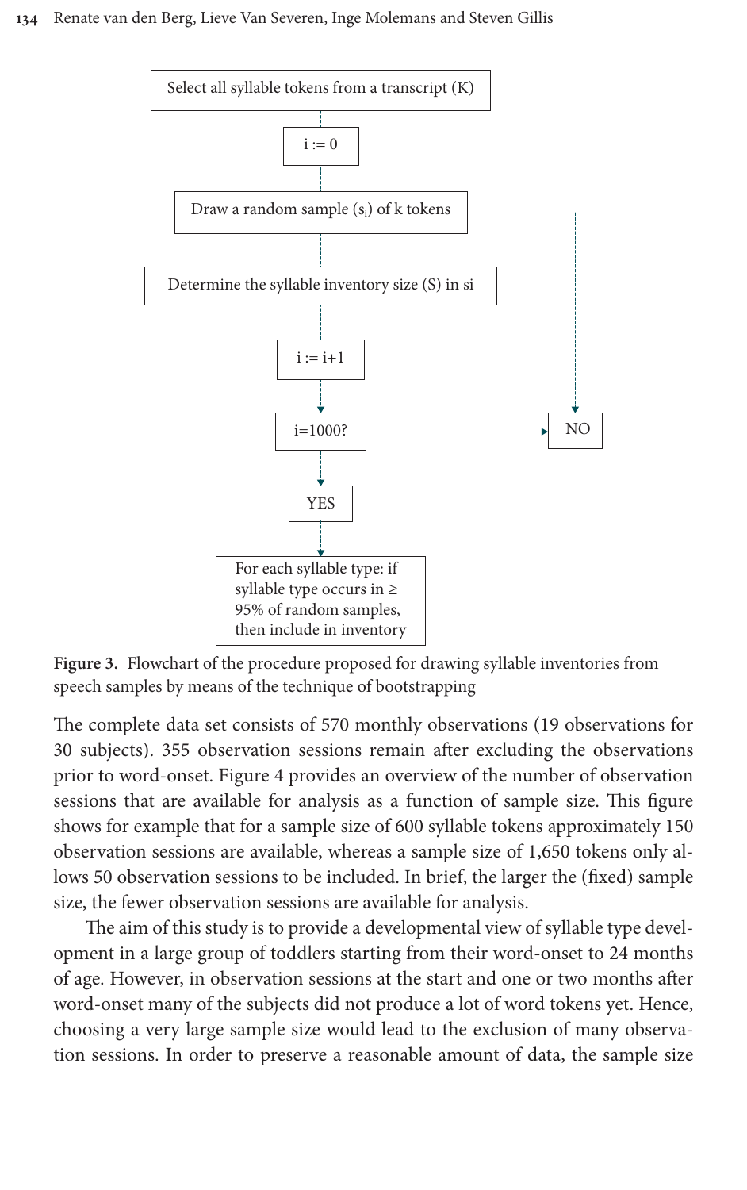Select all syllable tokens from a transcript (K)

i := 0

Draw a random sample ($s_i$) of k tokens

Determine the syllable inventory size (S) in si

i := i+1

i=1000?

NO

YES

For each syllable type: if syllable type occurs in ≥ 95% of random samples, then include in inventory

**Figure 3.** Flowchart of the procedure proposed for drawing syllable inventories from speech samples by means of the technique of bootstrapping

The complete data set consists of 570 monthly observations (19 observations for 30 subjects). 355 observation sessions remain after excluding the observations prior to word-onset. Figure 4 provides an overview of the number of observation sessions that are available for analysis as a function of sample size. This figure shows for example that for a sample size of 600 syllable tokens approximately 150 observation sessions are available, whereas a sample size of 1,650 tokens only allows 50 observation sessions to be included. In brief, the larger the (fixed) sample size, the fewer observation sessions are available for analysis.

The aim of this study is to provide a developmental view of syllable type development in a large group of toddlers starting from their word-onset to 24 months of age. However, in observation sessions at the start and one or two months after word-onset many of the subjects did not produce a lot of word tokens yet. Hence, choosing a very large sample size would lead to the exclusion of many observation sessions. In order to preserve a reasonable amount of data, the sample size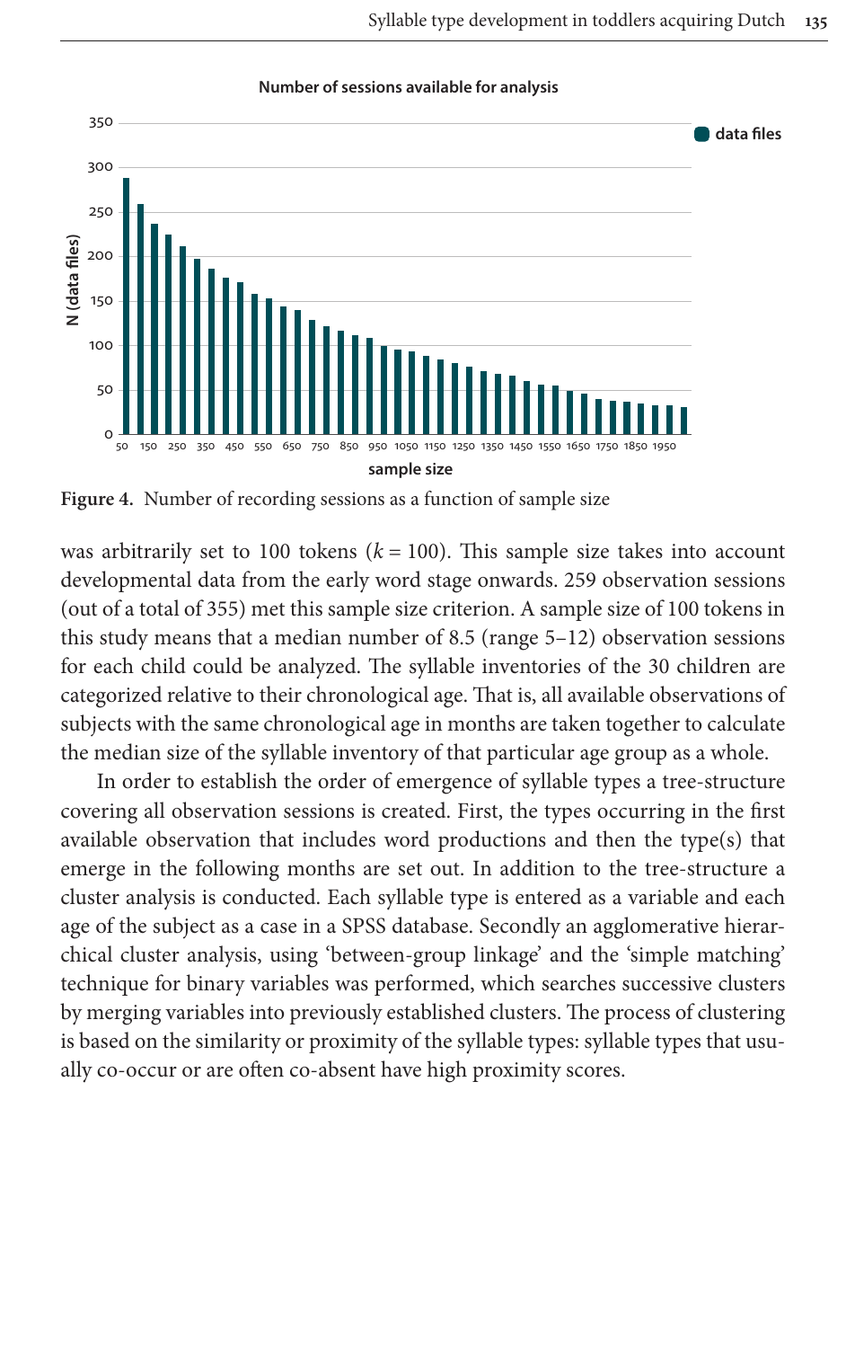**Figure 4.** Number of recording sessions as a function of sample size

was arbitrarily set to 100 tokens ($k = 100$). This sample size takes into account developmental data from the early word stage onwards. 259 observation sessions (out of a total of 355) met this sample size criterion. A sample size of 100 tokens in this study means that a median number of 8.5 (range 5–12) observation sessions for each child could be analyzed. The syllable inventories of the 30 children are categorized relative to their chronological age. That is, all available observations of subjects with the same chronological age in months are taken together to calculate the median size of the syllable inventory of that particular age group as a whole.

In order to establish the order of emergence of syllable types a tree-structure covering all observation sessions is created. First, the types occurring in the first available observation that includes word productions and then the type(s) that emerge in the following months are set out. In addition to the tree-structure a cluster analysis is conducted. Each syllable type is entered as a variable and each age of the subject as a case in a SPSS database. Secondly an agglomerative hierarchical cluster analysis, using 'between-group linkage' and the 'simple matching' technique for binary variables was performed, which searches successive clusters by merging variables into previously established clusters. The process of clustering is based on the similarity or proximity of the syllable types: syllable types that usually co-occur or are often co-absent have high proximity scores.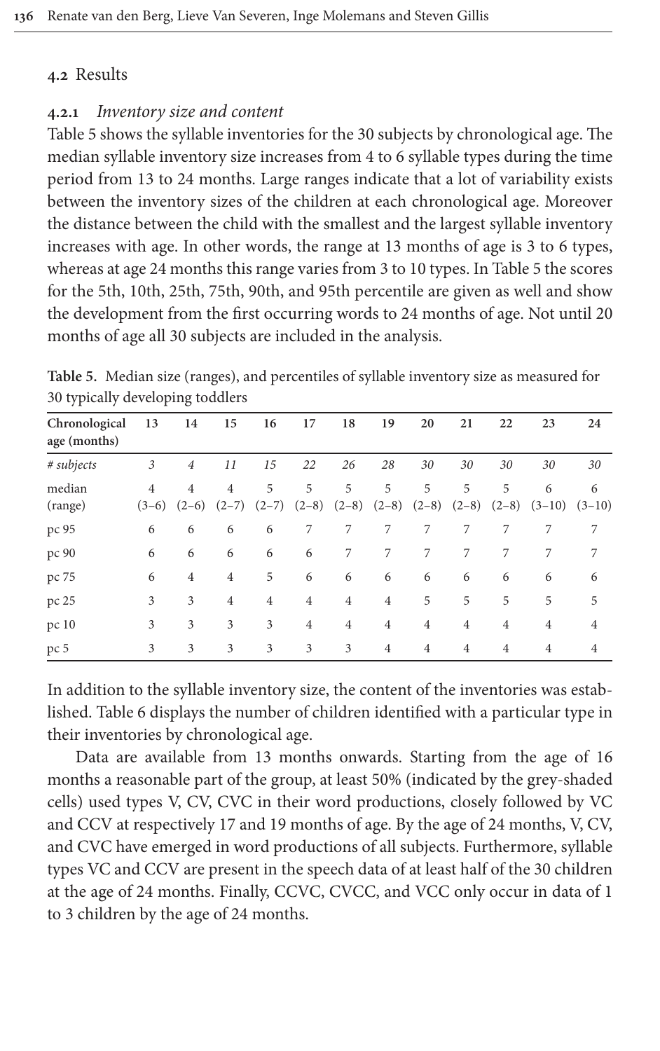### 4.2 Results

#### 4.2.1 *Inventory size and content*

Table 5 shows the syllable inventories for the 30 subjects by chronological age. The median syllable inventory size increases from 4 to 6 syllable types during the time period from 13 to 24 months. Large ranges indicate that a lot of variability exists between the inventory sizes of the children at each chronological age. Moreover the distance between the child with the smallest and the largest syllable inventory increases with age. In other words, the range at 13 months of age is 3 to 6 types, whereas at age 24 months this range varies from 3 to 10 types. In Table 5 the scores for the 5th, 10th, 25th, 75th, 90th, and 95th percentile are given as well and show the development from the first occurring words to 24 months of age. Not until 20 months of age all 30 subjects are included in the analysis.

**Table 5.** Median size (ranges), and percentiles of syllable inventory size as measured for 30 typically developing toddlers

| Chronological age (months) | 13 | 14 | 15 | 16 | 17 | 18 | 19 | 20 | 21 | 22 | 23 | 24 |
|---|---|---|---|---|---|---|---|---|---|---|---|---|
| *# subjects* | *3* | *4* | *11* | *15* | *22* | *26* | *28* | *30* | *30* | *30* | *30* | *30* |
| median (range) | 4 (3–6) | 4 (2–6) | 4 (2–7) | 5 (2–7) | 5 (2–8) | 5 (2–8) | 5 (2–8) | 5 (2–8) | 5 (2–8) | 5 (2–8) | 6 (3–10) | 6 (3–10) |
| pc 95 | 6 | 6 | 6 | 6 | 7 | 7 | 7 | 7 | 7 | 7 | 7 | 7 |
| pc 90 | 6 | 6 | 6 | 6 | 6 | 7 | 7 | 7 | 7 | 7 | 7 | 7 |
| pc 75 | 6 | 4 | 4 | 5 | 6 | 6 | 6 | 6 | 6 | 6 | 6 | 6 |
| pc 25 | 3 | 3 | 4 | 4 | 4 | 4 | 4 | 5 | 5 | 5 | 5 | 5 |
| pc 10 | 3 | 3 | 3 | 3 | 4 | 4 | 4 | 4 | 4 | 4 | 4 | 4 |
| pc 5 | 3 | 3 | 3 | 3 | 3 | 3 | 4 | 4 | 4 | 4 | 4 | 4 |

In addition to the syllable inventory size, the content of the inventories was established. Table 6 displays the number of children identified with a particular type in their inventories by chronological age.

Data are available from 13 months onwards. Starting from the age of 16 months a reasonable part of the group, at least 50% (indicated by the grey-shaded cells) used types V, CV, CVC in their word productions, closely followed by VC and CCV at respectively 17 and 19 months of age. By the age of 24 months, V, CV, and CVC have emerged in word productions of all subjects. Furthermore, syllable types VC and CCV are present in the speech data of at least half of the 30 children at the age of 24 months. Finally, CCVC, CVCC, and VCC only occur in data of 1 to 3 children by the age of 24 months.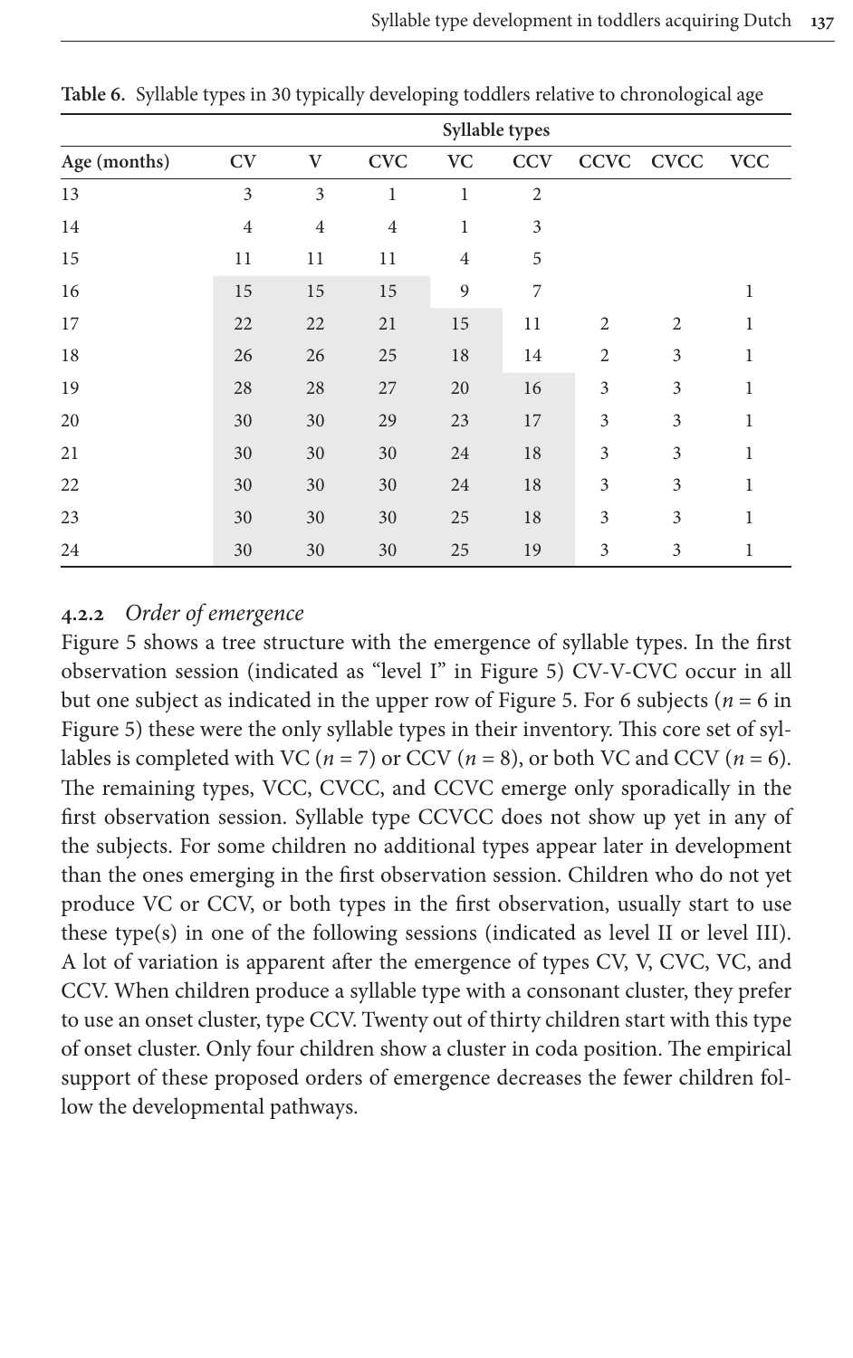**Table 6.** Syllable types in 30 typically developing toddlers relative to chronological age

| | Syllable types | | | | | | | |
|---|---|---|---|---|---|---|---|---|
| **Age (months)** | **CV** | **V** | **CVC** | **VC** | **CCV** | **CCVC** | **CVCC** | **VCC** |
| 13 | 3 | 3 | 1 | 1 | 2 | | | |
| 14 | 4 | 4 | 4 | 1 | 3 | | | |
| 15 | 11 | 11 | 11 | 4 | 5 | | | |
| 16 | 15 | 15 | 15 | 9 | 7 | | | 1 |
| 17 | 22 | 22 | 21 | 15 | 11 | 2 | 2 | 1 |
| 18 | 26 | 26 | 25 | 18 | 14 | 2 | 3 | 1 |
| 19 | 28 | 28 | 27 | 20 | 16 | 3 | 3 | 1 |
| 20 | 30 | 30 | 29 | 23 | 17 | 3 | 3 | 1 |
| 21 | 30 | 30 | 30 | 24 | 18 | 3 | 3 | 1 |
| 22 | 30 | 30 | 30 | 24 | 18 | 3 | 3 | 1 |
| 23 | 30 | 30 | 30 | 25 | 18 | 3 | 3 | 1 |
| 24 | 30 | 30 | 30 | 25 | 19 | 3 | 3 | 1 |

### 4.2.2 *Order of emergence*

Figure 5 shows a tree structure with the emergence of syllable types. In the first observation session (indicated as "level I" in Figure 5) CV-V-CVC occur in all but one subject as indicated in the upper row of Figure 5. For 6 subjects ($n = 6$ in Figure 5) these were the only syllable types in their inventory. This core set of syllables is completed with VC ($n = 7$) or CCV ($n = 8$), or both VC and CCV ($n = 6$). The remaining types, VCC, CVCC, and CCVC emerge only sporadically in the first observation session. Syllable type CCVCC does not show up yet in any of the subjects. For some children no additional types appear later in development than the ones emerging in the first observation session. Children who do not yet produce VC or CCV, or both types in the first observation, usually start to use these type(s) in one of the following sessions (indicated as level II or level III). A lot of variation is apparent after the emergence of types CV, V, CVC, VC, and CCV. When children produce a syllable type with a consonant cluster, they prefer to use an onset cluster, type CCV. Twenty out of thirty children start with this type of onset cluster. Only four children show a cluster in coda position. The empirical support of these proposed orders of emergence decreases the fewer children follow the developmental pathways.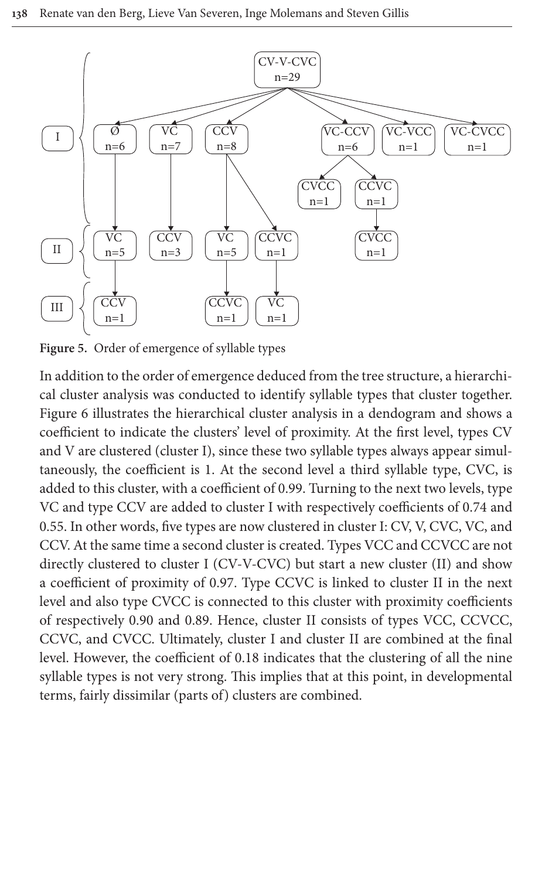**Figure 5.** Order of emergence of syllable types

In addition to the order of emergence deduced from the tree structure, a hierarchical cluster analysis was conducted to identify syllable types that cluster together. Figure 6 illustrates the hierarchical cluster analysis in a dendogram and shows a coefficient to indicate the clusters' level of proximity. At the first level, types CV and V are clustered (cluster I), since these two syllable types always appear simultaneously, the coefficient is 1. At the second level a third syllable type, CVC, is added to this cluster, with a coefficient of 0.99. Turning to the next two levels, type VC and type CCV are added to cluster I with respectively coefficients of 0.74 and 0.55. In other words, five types are now clustered in cluster I: CV, V, CVC, VC, and CCV. At the same time a second cluster is created. Types VCC and CCVCC are not directly clustered to cluster I (CV-V-CVC) but start a new cluster (II) and show a coefficient of proximity of 0.97. Type CCVC is linked to cluster II in the next level and also type CVCC is connected to this cluster with proximity coefficients of respectively 0.90 and 0.89. Hence, cluster II consists of types VCC, CCVCC, CCVC, and CVCC. Ultimately, cluster I and cluster II are combined at the final level. However, the coefficient of 0.18 indicates that the clustering of all the nine syllable types is not very strong. This implies that at this point, in developmental terms, fairly dissimilar (parts of) clusters are combined.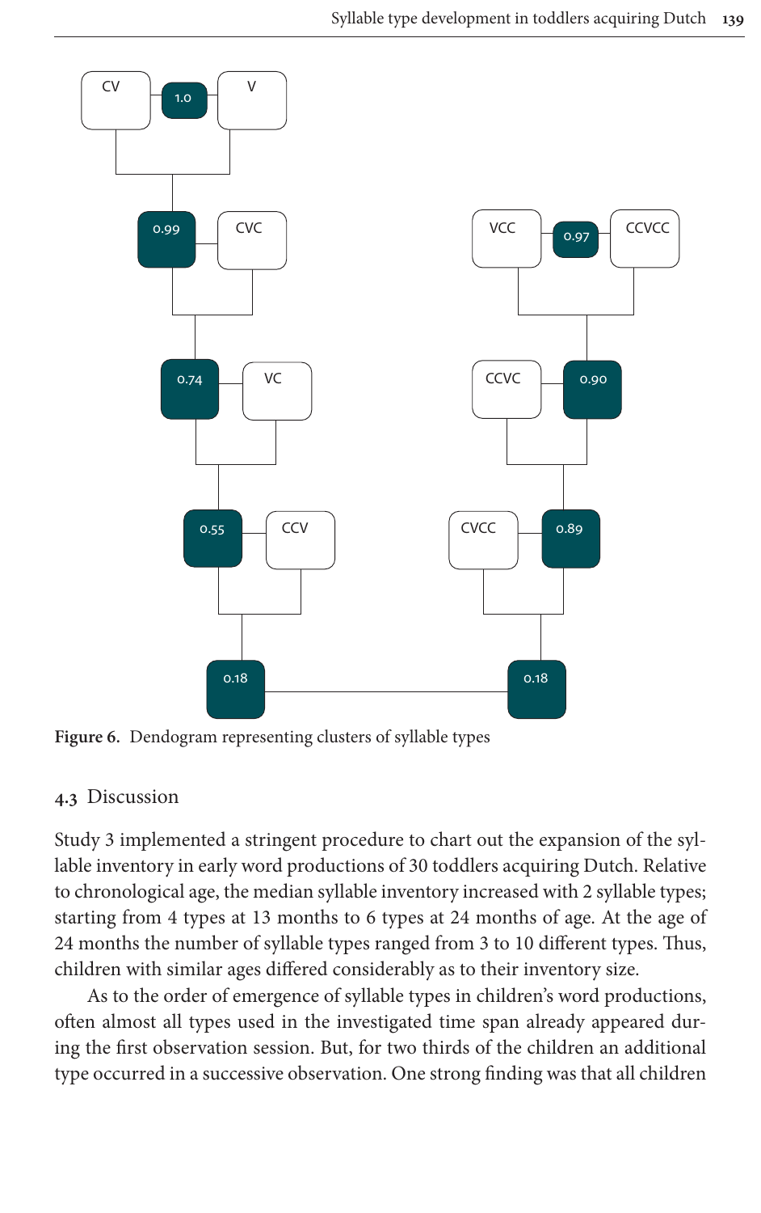Figure 6. Dendogram representing clusters of syllable types

### 4.3 Discussion

Study 3 implemented a stringent procedure to chart out the expansion of the syllable inventory in early word productions of 30 toddlers acquiring Dutch. Relative to chronological age, the median syllable inventory increased with 2 syllable types; starting from 4 types at 13 months to 6 types at 24 months of age. At the age of 24 months the number of syllable types ranged from 3 to 10 different types. Thus, children with similar ages differed considerably as to their inventory size.

As to the order of emergence of syllable types in children's word productions, often almost all types used in the investigated time span already appeared during the first observation session. But, for two thirds of the children an additional type occurred in a successive observation. One strong finding was that all children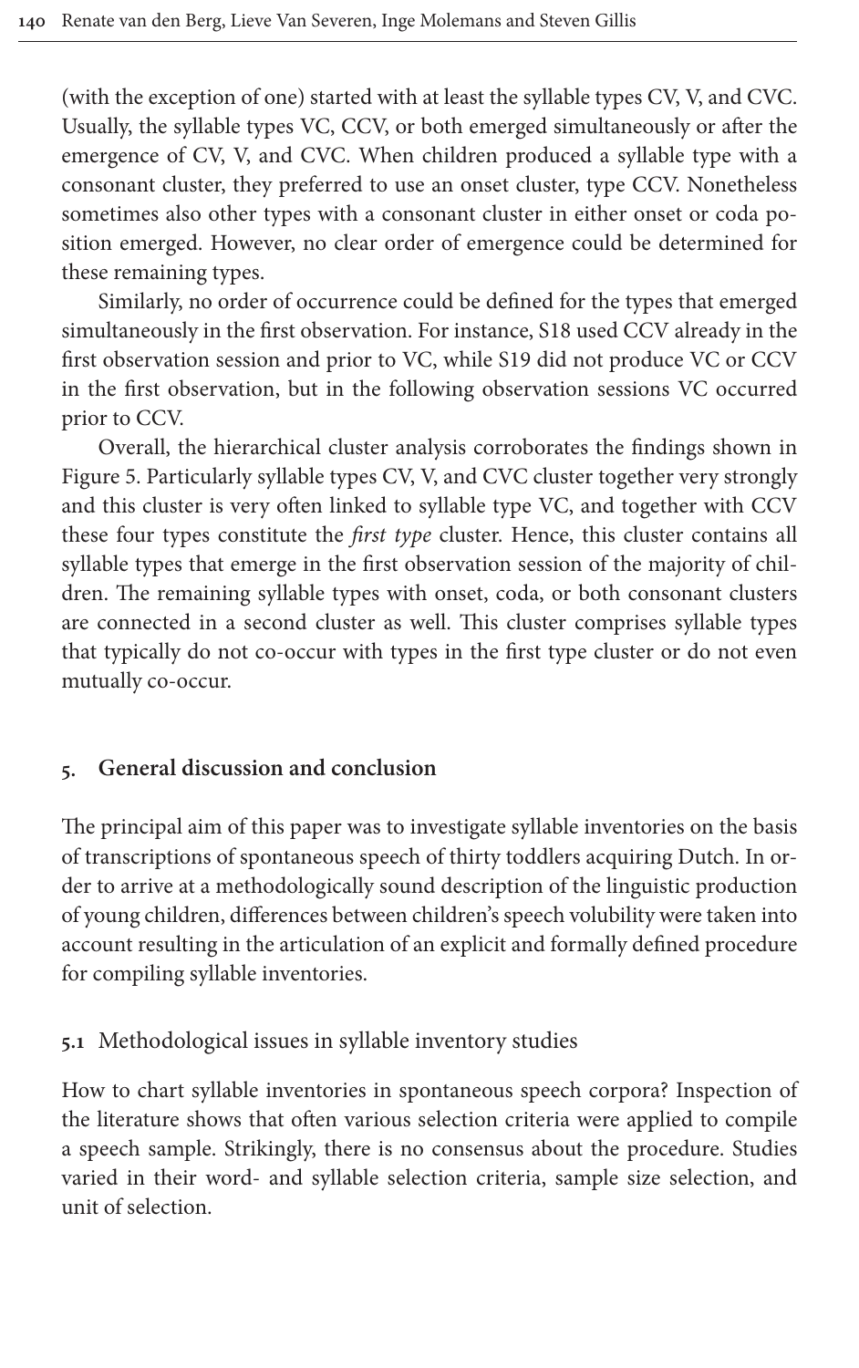(with the exception of one) started with at least the syllable types CV, V, and CVC. Usually, the syllable types VC, CCV, or both emerged simultaneously or after the emergence of CV, V, and CVC. When children produced a syllable type with a consonant cluster, they preferred to use an onset cluster, type CCV. Nonetheless sometimes also other types with a consonant cluster in either onset or coda position emerged. However, no clear order of emergence could be determined for these remaining types.

Similarly, no order of occurrence could be defined for the types that emerged simultaneously in the first observation. For instance, S18 used CCV already in the first observation session and prior to VC, while S19 did not produce VC or CCV in the first observation, but in the following observation sessions VC occurred prior to CCV.

Overall, the hierarchical cluster analysis corroborates the findings shown in Figure 5. Particularly syllable types CV, V, and CVC cluster together very strongly and this cluster is very often linked to syllable type VC, and together with CCV these four types constitute the *first type* cluster. Hence, this cluster contains all syllable types that emerge in the first observation session of the majority of children. The remaining syllable types with onset, coda, or both consonant clusters are connected in a second cluster as well. This cluster comprises syllable types that typically do not co-occur with types in the first type cluster or do not even mutually co-occur.

## 5. General discussion and conclusion

The principal aim of this paper was to investigate syllable inventories on the basis of transcriptions of spontaneous speech of thirty toddlers acquiring Dutch. In order to arrive at a methodologically sound description of the linguistic production of young children, differences between children's speech volubility were taken into account resulting in the articulation of an explicit and formally defined procedure for compiling syllable inventories.

### 5.1 Methodological issues in syllable inventory studies

How to chart syllable inventories in spontaneous speech corpora? Inspection of the literature shows that often various selection criteria were applied to compile a speech sample. Strikingly, there is no consensus about the procedure. Studies varied in their word- and syllable selection criteria, sample size selection, and unit of selection.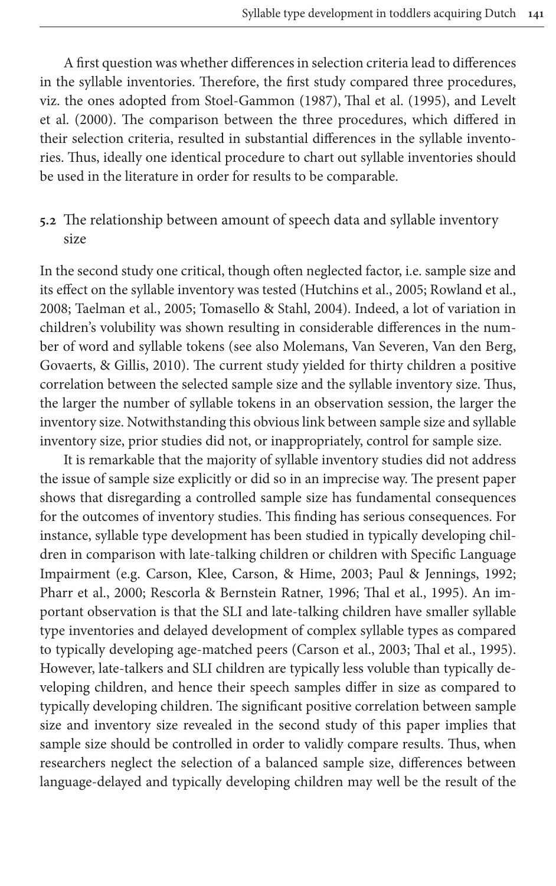A first question was whether differences in selection criteria lead to differences in the syllable inventories. Therefore, the first study compared three procedures, viz. the ones adopted from Stoel-Gammon (1987), Thal et al. (1995), and Levelt et al. (2000). The comparison between the three procedures, which differed in their selection criteria, resulted in substantial differences in the syllable inventories. Thus, ideally one identical procedure to chart out syllable inventories should be used in the literature in order for results to be comparable.

## 5.2 The relationship between amount of speech data and syllable inventory size

In the second study one critical, though often neglected factor, i.e. sample size and its effect on the syllable inventory was tested (Hutchins et al., 2005; Rowland et al., 2008; Taelman et al., 2005; Tomasello & Stahl, 2004). Indeed, a lot of variation in children's volubility was shown resulting in considerable differences in the number of word and syllable tokens (see also Molemans, Van Severen, Van den Berg, Govaerts, & Gillis, 2010). The current study yielded for thirty children a positive correlation between the selected sample size and the syllable inventory size. Thus, the larger the number of syllable tokens in an observation session, the larger the inventory size. Notwithstanding this obvious link between sample size and syllable inventory size, prior studies did not, or inappropriately, control for sample size.

It is remarkable that the majority of syllable inventory studies did not address the issue of sample size explicitly or did so in an imprecise way. The present paper shows that disregarding a controlled sample size has fundamental consequences for the outcomes of inventory studies. This finding has serious consequences. For instance, syllable type development has been studied in typically developing children in comparison with late-talking children or children with Specific Language Impairment (e.g. Carson, Klee, Carson, & Hime, 2003; Paul & Jennings, 1992; Pharr et al., 2000; Rescorla & Bernstein Ratner, 1996; Thal et al., 1995). An important observation is that the SLI and late-talking children have smaller syllable type inventories and delayed development of complex syllable types as compared to typically developing age-matched peers (Carson et al., 2003; Thal et al., 1995). However, late-talkers and SLI children are typically less voluble than typically developing children, and hence their speech samples differ in size as compared to typically developing children. The significant positive correlation between sample size and inventory size revealed in the second study of this paper implies that sample size should be controlled in order to validly compare results. Thus, when researchers neglect the selection of a balanced sample size, differences between language-delayed and typically developing children may well be the result of the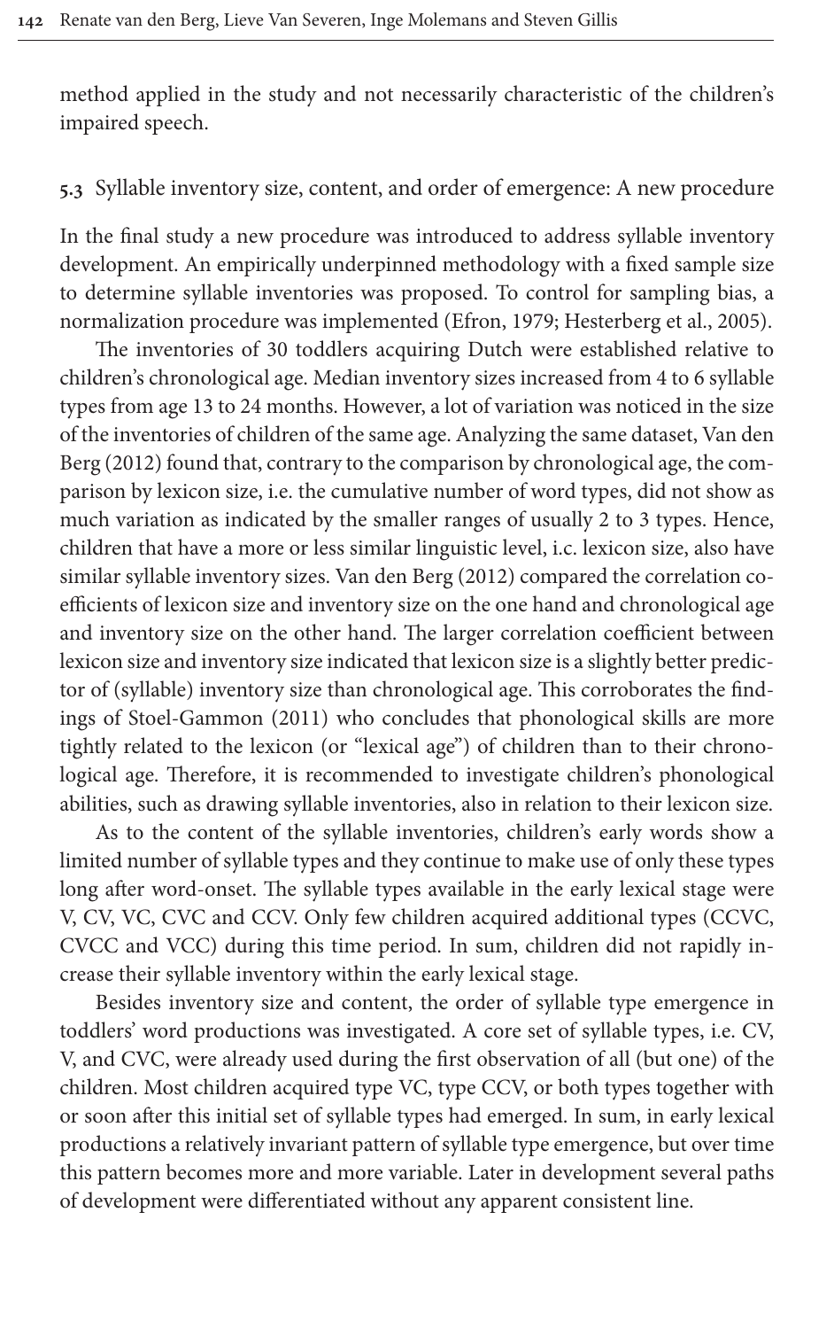method applied in the study and not necessarily characteristic of the children's impaired speech.

### 5.3 Syllable inventory size, content, and order of emergence: A new procedure

In the final study a new procedure was introduced to address syllable inventory development. An empirically underpinned methodology with a fixed sample size to determine syllable inventories was proposed. To control for sampling bias, a normalization procedure was implemented (Efron, 1979; Hesterberg et al., 2005).

The inventories of 30 toddlers acquiring Dutch were established relative to children's chronological age. Median inventory sizes increased from 4 to 6 syllable types from age 13 to 24 months. However, a lot of variation was noticed in the size of the inventories of children of the same age. Analyzing the same dataset, Van den Berg (2012) found that, contrary to the comparison by chronological age, the comparison by lexicon size, i.e. the cumulative number of word types, did not show as much variation as indicated by the smaller ranges of usually 2 to 3 types. Hence, children that have a more or less similar linguistic level, i.c. lexicon size, also have similar syllable inventory sizes. Van den Berg (2012) compared the correlation coefficients of lexicon size and inventory size on the one hand and chronological age and inventory size on the other hand. The larger correlation coefficient between lexicon size and inventory size indicated that lexicon size is a slightly better predictor of (syllable) inventory size than chronological age. This corroborates the findings of Stoel-Gammon (2011) who concludes that phonological skills are more tightly related to the lexicon (or "lexical age") of children than to their chronological age. Therefore, it is recommended to investigate children's phonological abilities, such as drawing syllable inventories, also in relation to their lexicon size.

As to the content of the syllable inventories, children's early words show a limited number of syllable types and they continue to make use of only these types long after word-onset. The syllable types available in the early lexical stage were V, CV, VC, CVC and CCV. Only few children acquired additional types (CCVC, CVCC and VCC) during this time period. In sum, children did not rapidly increase their syllable inventory within the early lexical stage.

Besides inventory size and content, the order of syllable type emergence in toddlers' word productions was investigated. A core set of syllable types, i.e. CV, V, and CVC, were already used during the first observation of all (but one) of the children. Most children acquired type VC, type CCV, or both types together with or soon after this initial set of syllable types had emerged. In sum, in early lexical productions a relatively invariant pattern of syllable type emergence, but over time this pattern becomes more and more variable. Later in development several paths of development were differentiated without any apparent consistent line.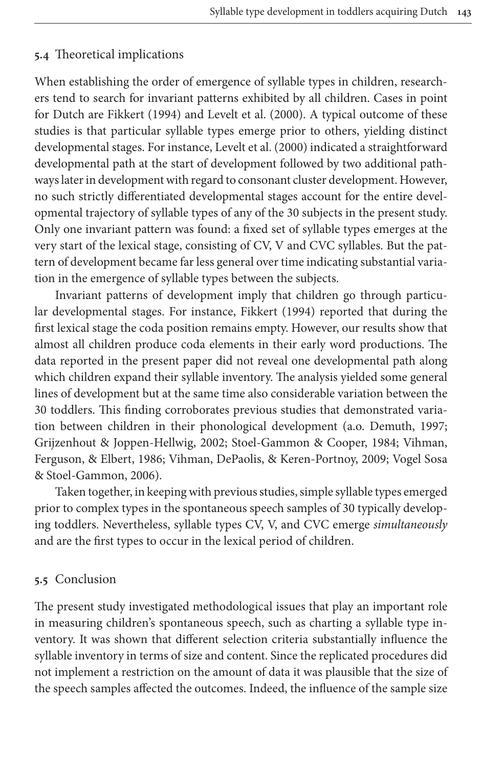### 5.4 Theoretical implications

When establishing the order of emergence of syllable types in children, researchers tend to search for invariant patterns exhibited by all children. Cases in point for Dutch are Fikkert (1994) and Levelt et al. (2000). A typical outcome of these studies is that particular syllable types emerge prior to others, yielding distinct developmental stages. For instance, Levelt et al. (2000) indicated a straightforward developmental path at the start of development followed by two additional pathways later in development with regard to consonant cluster development. However, no such strictly differentiated developmental stages account for the entire developmental trajectory of syllable types of any of the 30 subjects in the present study. Only one invariant pattern was found: a fixed set of syllable types emerges at the very start of the lexical stage, consisting of CV, V and CVC syllables. But the pattern of development became far less general over time indicating substantial variation in the emergence of syllable types between the subjects.

Invariant patterns of development imply that children go through particular developmental stages. For instance, Fikkert (1994) reported that during the first lexical stage the coda position remains empty. However, our results show that almost all children produce coda elements in their early word productions. The data reported in the present paper did not reveal one developmental path along which children expand their syllable inventory. The analysis yielded some general lines of development but at the same time also considerable variation between the 30 toddlers. This finding corroborates previous studies that demonstrated variation between children in their phonological development (a.o. Demuth, 1997; Grijzenhout & Joppen-Hellwig, 2002; Stoel-Gammon & Cooper, 1984; Vihman, Ferguson, & Elbert, 1986; Vihman, DePaolis, & Keren-Portnoy, 2009; Vogel Sosa & Stoel-Gammon, 2006).

Taken together, in keeping with previous studies, simple syllable types emerged prior to complex types in the spontaneous speech samples of 30 typically developing toddlers. Nevertheless, syllable types CV, V, and CVC emerge *simultaneously* and are the first types to occur in the lexical period of children.

### 5.5 Conclusion

The present study investigated methodological issues that play an important role in measuring children's spontaneous speech, such as charting a syllable type inventory. It was shown that different selection criteria substantially influence the syllable inventory in terms of size and content. Since the replicated procedures did not implement a restriction on the amount of data it was plausible that the size of the speech samples affected the outcomes. Indeed, the influence of the sample size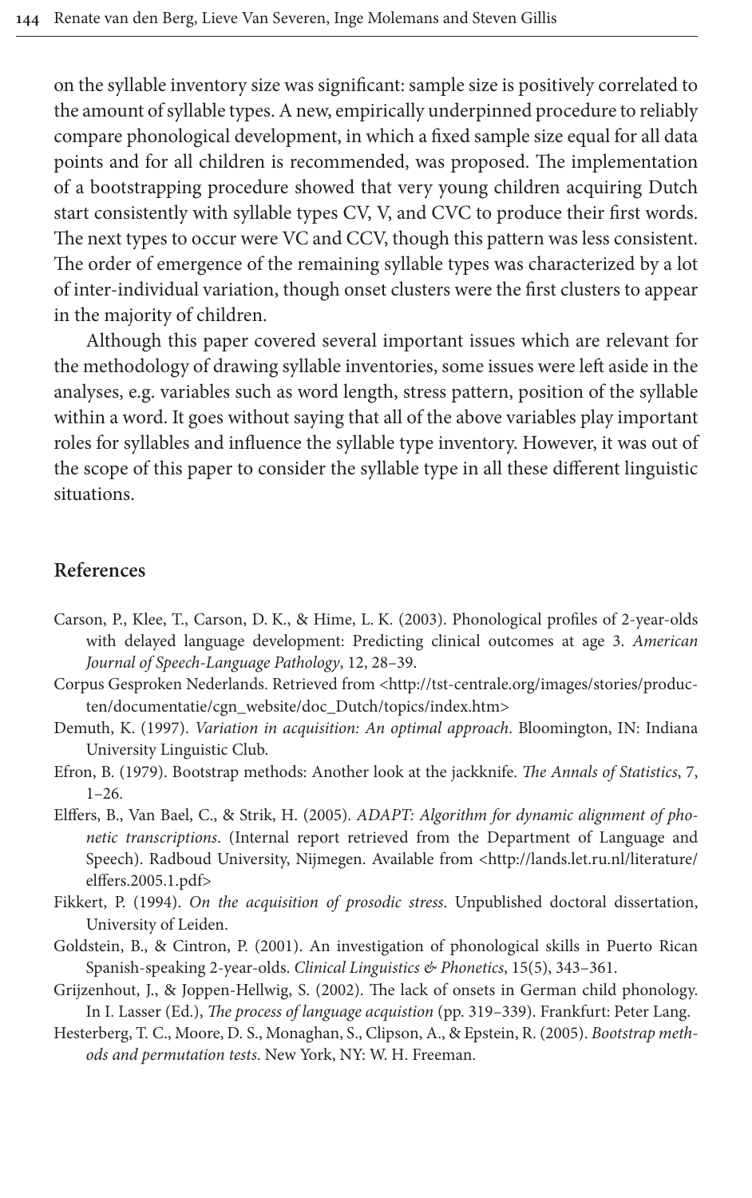on the syllable inventory size was significant: sample size is positively correlated to the amount of syllable types. A new, empirically underpinned procedure to reliably compare phonological development, in which a fixed sample size equal for all data points and for all children is recommended, was proposed. The implementation of a bootstrapping procedure showed that very young children acquiring Dutch start consistently with syllable types CV, V, and CVC to produce their first words. The next types to occur were VC and CCV, though this pattern was less consistent. The order of emergence of the remaining syllable types was characterized by a lot of inter-individual variation, though onset clusters were the first clusters to appear in the majority of children.

Although this paper covered several important issues which are relevant for the methodology of drawing syllable inventories, some issues were left aside in the analyses, e.g. variables such as word length, stress pattern, position of the syllable within a word. It goes without saying that all of the above variables play important roles for syllables and influence the syllable type inventory. However, it was out of the scope of this paper to consider the syllable type in all these different linguistic situations.

## References

Carson, P., Klee, T., Carson, D. K., & Hime, L. K. (2003). Phonological profiles of 2-year-olds with delayed language development: Predicting clinical outcomes at age 3. *American Journal of Speech-Language Pathology*, 12, 28–39.

Corpus Gesproken Nederlands. Retrieved from <http://tst-centrale.org/images/stories/producten/documentatie/cgn_website/doc_Dutch/topics/index.htm>

Demuth, K. (1997). *Variation in acquisition: An optimal approach*. Bloomington, IN: Indiana University Linguistic Club.

Efron, B. (1979). Bootstrap methods: Another look at the jackknife. *The Annals of Statistics*, 7, 1–26.

Elffers, B., Van Bael, C., & Strik, H. (2005). *ADAPT: Algorithm for dynamic alignment of phonetic transcriptions*. (Internal report retrieved from the Department of Language and Speech). Radboud University, Nijmegen. Available from <http://lands.let.ru.nl/literature/elffers.2005.1.pdf>

Fikkert, P. (1994). *On the acquisition of prosodic stress*. Unpublished doctoral dissertation, University of Leiden.

Goldstein, B., & Cintron, P. (2001). An investigation of phonological skills in Puerto Rican Spanish-speaking 2-year-olds. *Clinical Linguistics & Phonetics*, 15(5), 343–361.

Grijzenhout, J., & Joppen-Hellwig, S. (2002). The lack of onsets in German child phonology. In I. Lasser (Ed.), *The process of language acquistion* (pp. 319–339). Frankfurt: Peter Lang.

Hesterberg, T. C., Moore, D. S., Monaghan, S., Clipson, A., & Epstein, R. (2005). *Bootstrap methods and permutation tests*. New York, NY: W. H. Freeman.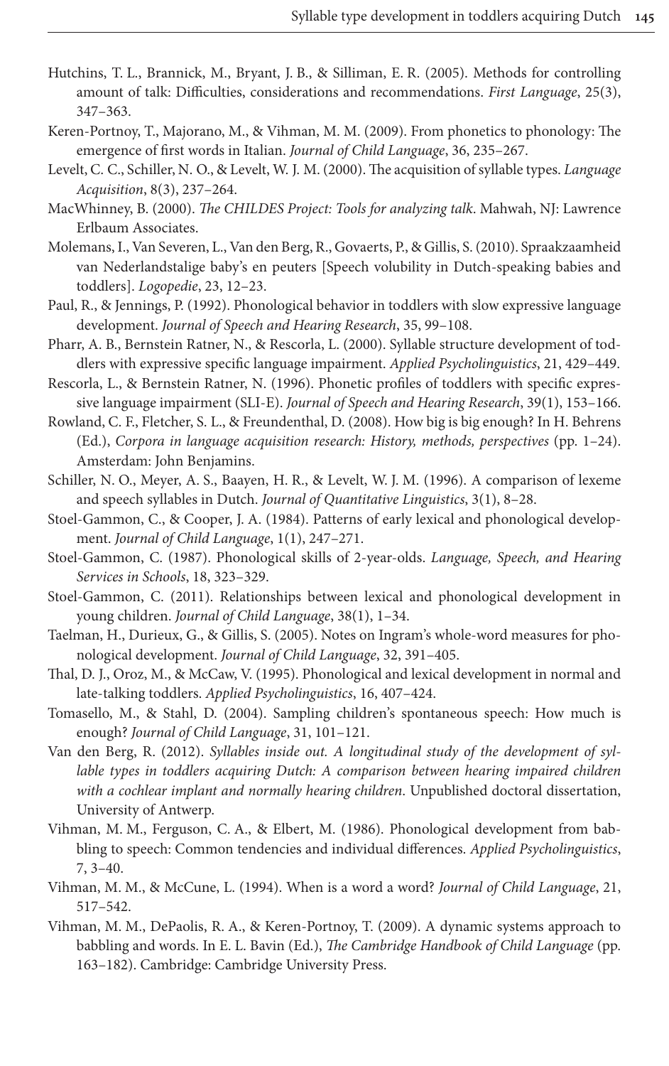Hutchins, T. L., Brannick, M., Bryant, J. B., & Silliman, E. R. (2005). Methods for controlling amount of talk: Difficulties, considerations and recommendations. *First Language*, 25(3), 347–363.

Keren-Portnoy, T., Majorano, M., & Vihman, M. M. (2009). From phonetics to phonology: The emergence of first words in Italian. *Journal of Child Language*, 36, 235–267.

Levelt, C. C., Schiller, N. O., & Levelt, W. J. M. (2000). The acquisition of syllable types. *Language Acquisition*, 8(3), 237–264.

MacWhinney, B. (2000). *The CHILDES Project: Tools for analyzing talk*. Mahwah, NJ: Lawrence Erlbaum Associates.

Molemans, I., Van Severen, L., Van den Berg, R., Govaerts, P., & Gillis, S. (2010). Spraakzaamheid van Nederlandstalige baby's en peuters [Speech volubility in Dutch-speaking babies and toddlers]. *Logopedie*, 23, 12–23.

Paul, R., & Jennings, P. (1992). Phonological behavior in toddlers with slow expressive language development. *Journal of Speech and Hearing Research*, 35, 99–108.

Pharr, A. B., Bernstein Ratner, N., & Rescorla, L. (2000). Syllable structure development of toddlers with expressive specific language impairment. *Applied Psycholinguistics*, 21, 429–449.

Rescorla, L., & Bernstein Ratner, N. (1996). Phonetic profiles of toddlers with specific expressive language impairment (SLI-E). *Journal of Speech and Hearing Research*, 39(1), 153–166.

Rowland, C. F., Fletcher, S. L., & Freundenthal, D. (2008). How big is big enough? In H. Behrens (Ed.), *Corpora in language acquisition research: History, methods, perspectives* (pp. 1–24). Amsterdam: John Benjamins.

Schiller, N. O., Meyer, A. S., Baayen, H. R., & Levelt, W. J. M. (1996). A comparison of lexeme and speech syllables in Dutch. *Journal of Quantitative Linguistics*, 3(1), 8–28.

Stoel-Gammon, C., & Cooper, J. A. (1984). Patterns of early lexical and phonological development. *Journal of Child Language*, 1(1), 247–271.

Stoel-Gammon, C. (1987). Phonological skills of 2-year-olds. *Language, Speech, and Hearing Services in Schools*, 18, 323–329.

Stoel-Gammon, C. (2011). Relationships between lexical and phonological development in young children. *Journal of Child Language*, 38(1), 1–34.

Taelman, H., Durieux, G., & Gillis, S. (2005). Notes on Ingram's whole-word measures for phonological development. *Journal of Child Language*, 32, 391–405.

Thal, D. J., Oroz, M., & McCaw, V. (1995). Phonological and lexical development in normal and late-talking toddlers. *Applied Psycholinguistics*, 16, 407–424.

Tomasello, M., & Stahl, D. (2004). Sampling children's spontaneous speech: How much is enough? *Journal of Child Language*, 31, 101–121.

Van den Berg, R. (2012). *Syllables inside out. A longitudinal study of the development of syllable types in toddlers acquiring Dutch: A comparison between hearing impaired children with a cochlear implant and normally hearing children*. Unpublished doctoral dissertation, University of Antwerp.

Vihman, M. M., Ferguson, C. A., & Elbert, M. (1986). Phonological development from babbling to speech: Common tendencies and individual differences. *Applied Psycholinguistics*, 7, 3–40.

Vihman, M. M., & McCune, L. (1994). When is a word a word? *Journal of Child Language*, 21, 517–542.

Vihman, M. M., DePaolis, R. A., & Keren-Portnoy, T. (2009). A dynamic systems approach to babbling and words. In E. L. Bavin (Ed.), *The Cambridge Handbook of Child Language* (pp. 163–182). Cambridge: Cambridge University Press.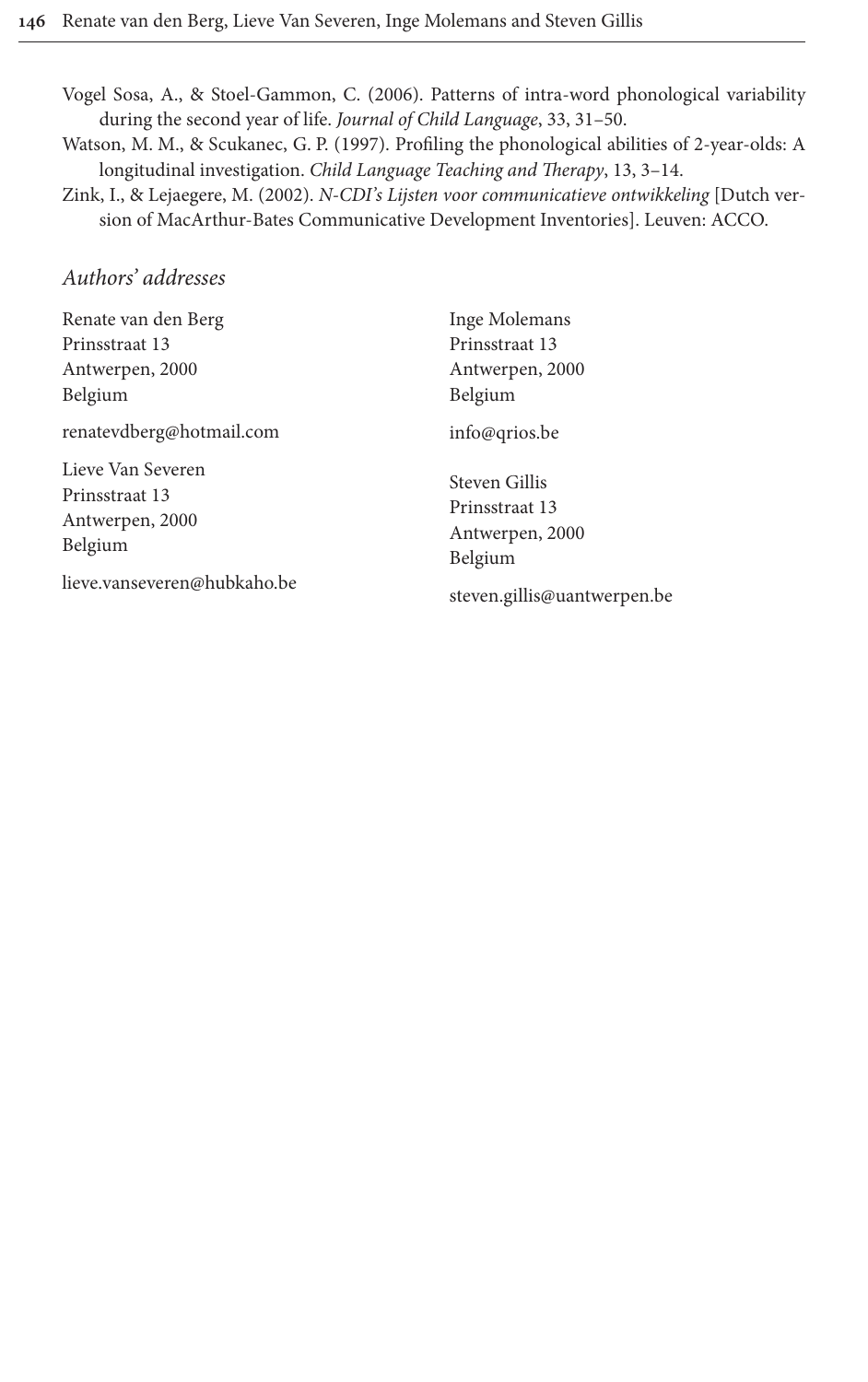Vogel Sosa, A., & Stoel-Gammon, C. (2006). Patterns of intra-word phonological variability during the second year of life. *Journal of Child Language*, 33, 31–50.

Watson, M. M., & Scukanec, G. P. (1997). Profiling the phonological abilities of 2-year-olds: A longitudinal investigation. *Child Language Teaching and Therapy*, 13, 3–14.

Zink, I., & Lejaegere, M. (2002). *N-CDI's Lijsten voor communicatieve ontwikkeling* [Dutch version of MacArthur-Bates Communicative Development Inventories]. Leuven: ACCO.

## *Authors' addresses*

Renate van den Berg
Prinsstraat 13
Antwerpen, 2000
Belgium

renatevdberg@hotmail.com

Lieve Van Severen
Prinsstraat 13
Antwerpen, 2000
Belgium

lieve.vanseveren@hubkaho.be

Inge Molemans
Prinsstraat 13
Antwerpen, 2000
Belgium

info@qrios.be

Steven Gillis
Prinsstraat 13
Antwerpen, 2000
Belgium

steven.gillis@uantwerpen.be